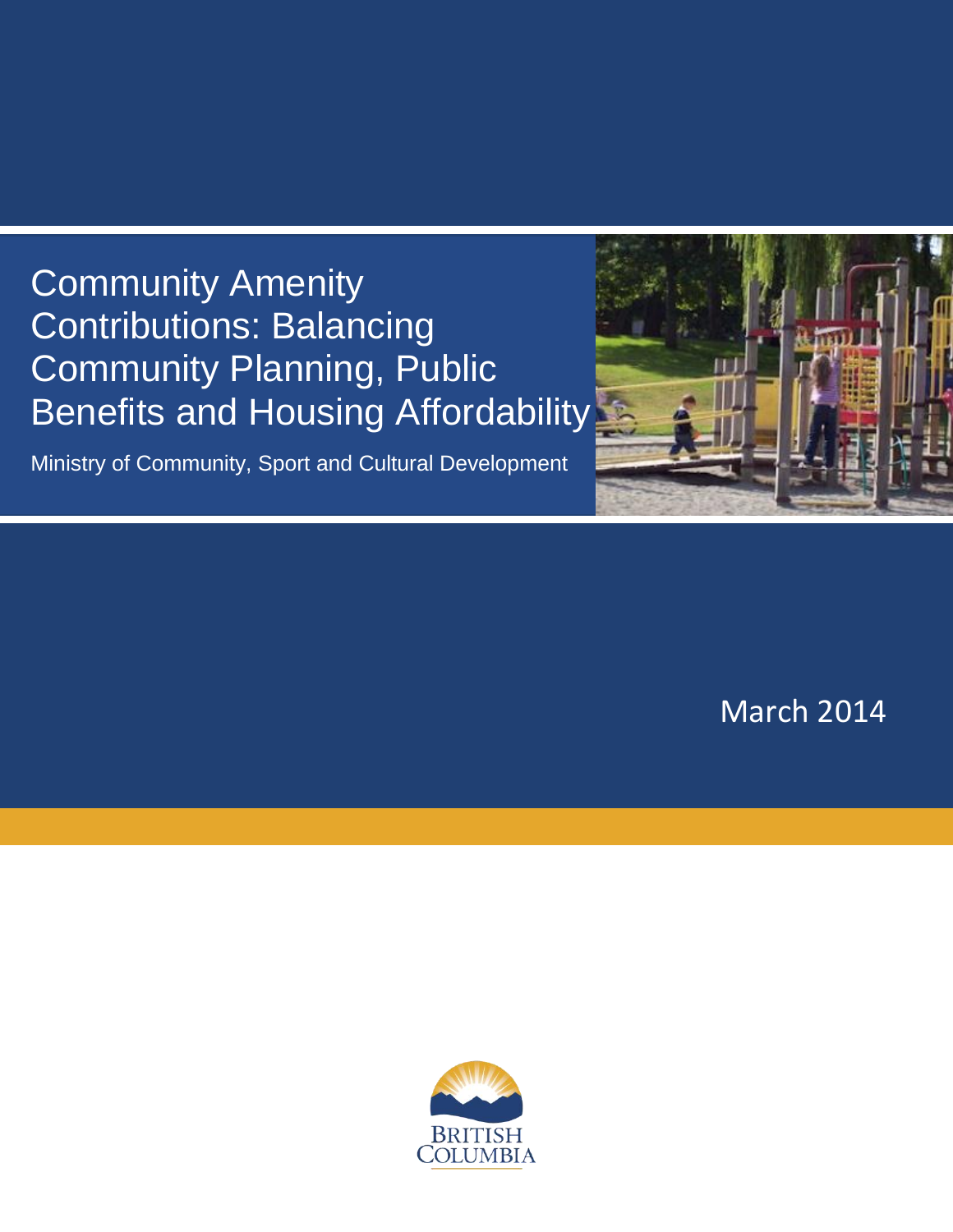# Community Amenity Contributions: Balancing Community Planning, Public Benefits and Housing Affordability

Ministry of Community, Sport and Cultural Development

March 2014

BRITISH COLUMBIA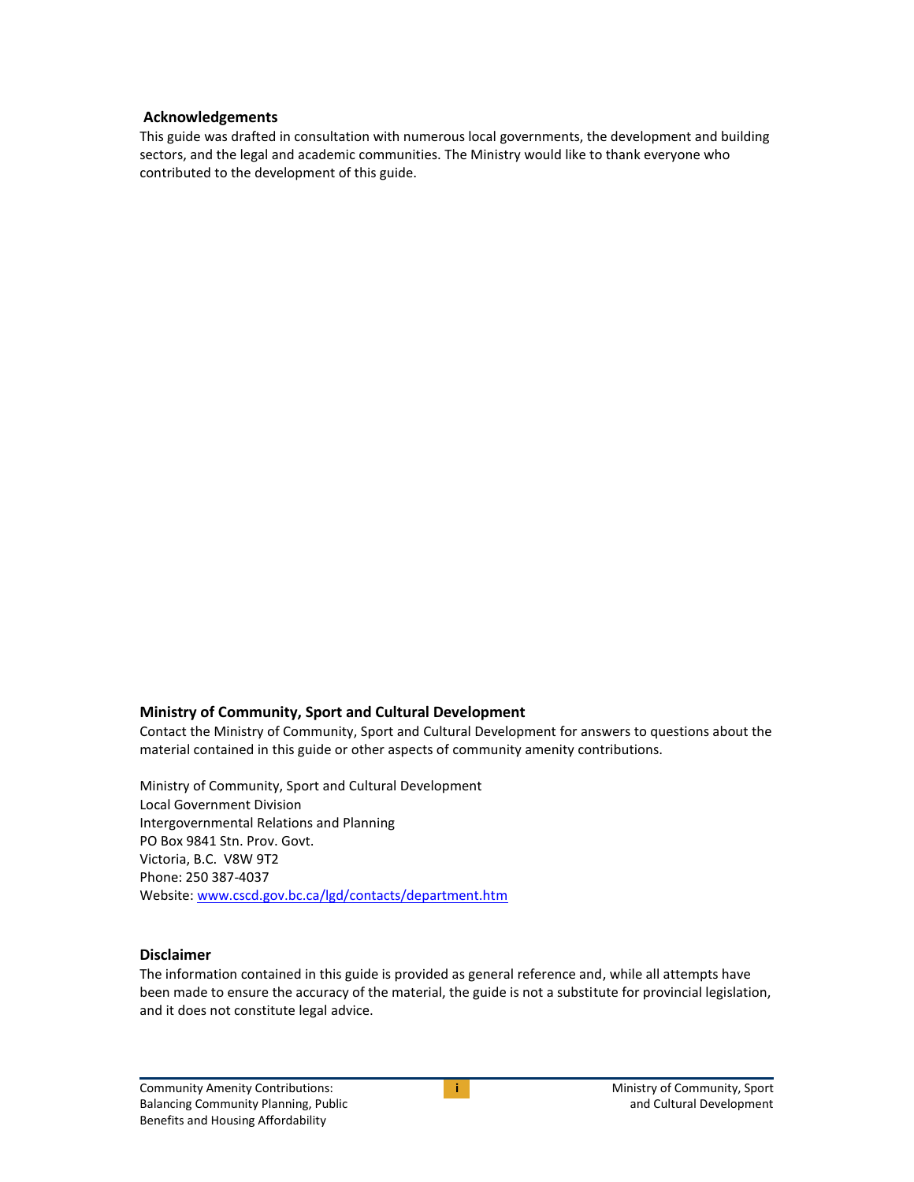## Acknowledgements

This guide was drafted in consultation with numerous local governments, the development and building sectors, and the legal and academic communities. The Ministry would like to thank everyone who contributed to the development of this guide.

## Ministry of Community, Sport and Cultural Development

Contact the Ministry of Community, Sport and Cultural Development for answers to questions about the material contained in this guide or other aspects of community amenity contributions.

Ministry of Community, Sport and Cultural Development
Local Government Division
Intergovernmental Relations and Planning
PO Box 9841 Stn. Prov. Govt.
Victoria, B.C. V8W 9T2
Phone: 250 387-4037
Website: [www.cscd.gov.bc.ca/lgd/contacts/department.htm](www.cscd.gov.bc.ca/lgd/contacts/department.htm)

## Disclaimer

The information contained in this guide is provided as general reference and, while all attempts have been made to ensure the accuracy of the material, the guide is not a substitute for provincial legislation, and it does not constitute legal advice.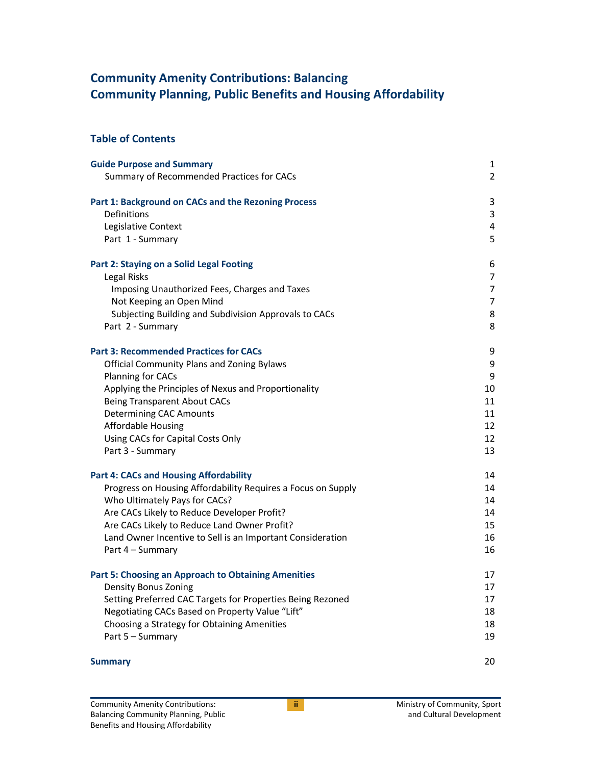# Community Amenity Contributions: Balancing Community Planning, Public Benefits and Housing Affordability

## Table of Contents

| | |
|---|---|
| **Guide Purpose and Summary** | 1 |
| Summary of Recommended Practices for CACs | 2 |
| **Part 1: Background on CACs and the Rezoning Process** | 3 |
| Definitions | 3 |
| Legislative Context | 4 |
| Part 1 - Summary | 5 |
| **Part 2: Staying on a Solid Legal Footing** | 6 |
| Legal Risks | 7 |
| Imposing Unauthorized Fees, Charges and Taxes | 7 |
| Not Keeping an Open Mind | 7 |
| Subjecting Building and Subdivision Approvals to CACs | 8 |
| Part 2 - Summary | 8 |
| **Part 3: Recommended Practices for CACs** | 9 |
| Official Community Plans and Zoning Bylaws | 9 |
| Planning for CACs | 9 |
| Applying the Principles of Nexus and Proportionality | 10 |
| Being Transparent About CACs | 11 |
| Determining CAC Amounts | 11 |
| Affordable Housing | 12 |
| Using CACs for Capital Costs Only | 12 |
| Part 3 - Summary | 13 |
| **Part 4: CACs and Housing Affordability** | 14 |
| Progress on Housing Affordability Requires a Focus on Supply | 14 |
| Who Ultimately Pays for CACs? | 14 |
| Are CACs Likely to Reduce Developer Profit? | 14 |
| Are CACs Likely to Reduce Land Owner Profit? | 15 |
| Land Owner Incentive to Sell is an Important Consideration | 16 |
| Part 4 – Summary | 16 |
| **Part 5: Choosing an Approach to Obtaining Amenities** | 17 |
| Density Bonus Zoning | 17 |
| Setting Preferred CAC Targets for Properties Being Rezoned | 17 |
| Negotiating CACs Based on Property Value "Lift" | 18 |
| Choosing a Strategy for Obtaining Amenities | 18 |
| Part 5 – Summary | 19 |
| **Summary** | 20 |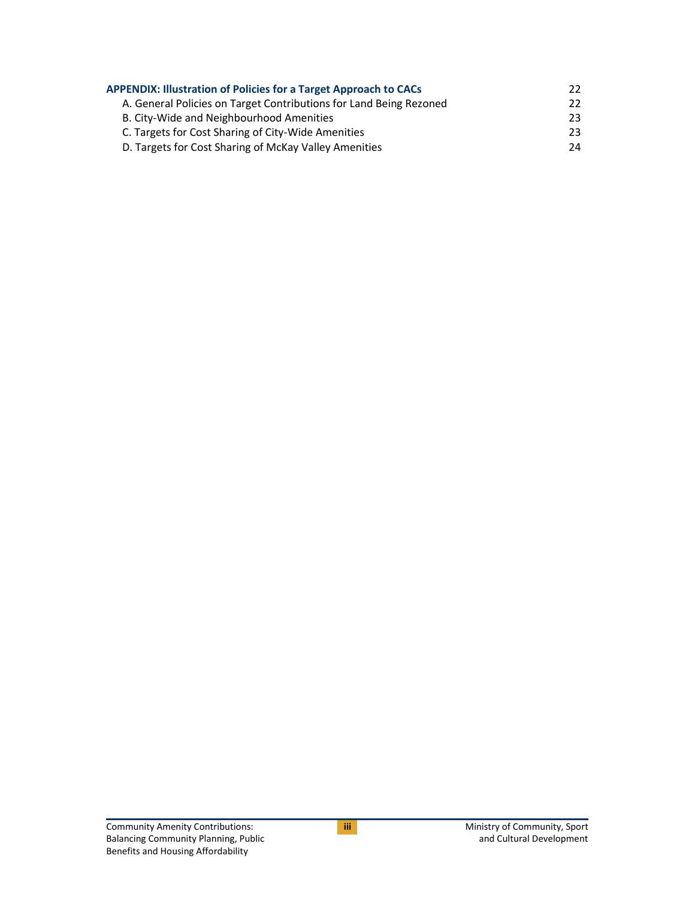| | |
|---|---|
| **APPENDIX: Illustration of Policies for a Target Approach to CACs** | 22 |
| A. General Policies on Target Contributions for Land Being Rezoned | 22 |
| B. City-Wide and Neighbourhood Amenities | 23 |
| C. Targets for Cost Sharing of City-Wide Amenities | 23 |
| D. Targets for Cost Sharing of McKay Valley Amenities | 24 |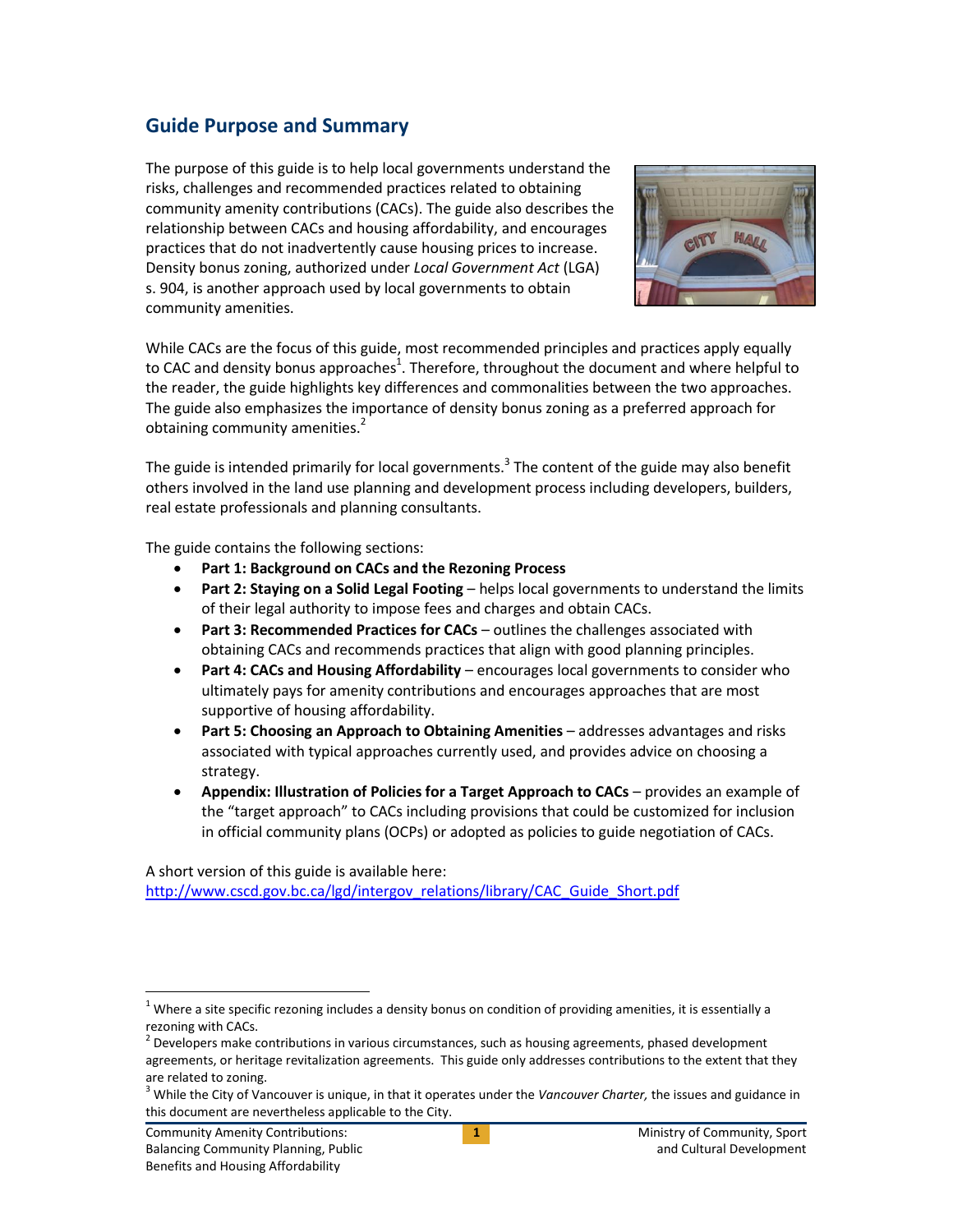## Guide Purpose and Summary

The purpose of this guide is to help local governments understand the risks, challenges and recommended practices related to obtaining community amenity contributions (CACs). The guide also describes the relationship between CACs and housing affordability, and encourages practices that do not inadvertently cause housing prices to increase. Density bonus zoning, authorized under *Local Government Act* (LGA) s. 904, is another approach used by local governments to obtain community amenities.

While CACs are the focus of this guide, most recommended principles and practices apply equally to CAC and density bonus approaches[1]. Therefore, throughout the document and where helpful to the reader, the guide highlights key differences and commonalities between the two approaches. The guide also emphasizes the importance of density bonus zoning as a preferred approach for obtaining community amenities.[2]

The guide is intended primarily for local governments.[3] The content of the guide may also benefit others involved in the land use planning and development process including developers, builders, real estate professionals and planning consultants.

The guide contains the following sections:

- **Part 1: Background on CACs and the Rezoning Process**
- **Part 2: Staying on a Solid Legal Footing** – helps local governments to understand the limits of their legal authority to impose fees and charges and obtain CACs.
- **Part 3: Recommended Practices for CACs** – outlines the challenges associated with obtaining CACs and recommends practices that align with good planning principles.
- **Part 4: CACs and Housing Affordability** – encourages local governments to consider who ultimately pays for amenity contributions and encourages approaches that are most supportive of housing affordability.
- **Part 5: Choosing an Approach to Obtaining Amenities** – addresses advantages and risks associated with typical approaches currently used, and provides advice on choosing a strategy.
- **Appendix: Illustration of Policies for a Target Approach to CACs** – provides an example of the "target approach" to CACs including provisions that could be customized for inclusion in official community plans (OCPs) or adopted as policies to guide negotiation of CACs.

A short version of this guide is available here: http://www.cscd.gov.bc.ca/lgd/intergov_relations/library/CAC_Guide_Short.pdf

---

[1] Where a site specific rezoning includes a density bonus on condition of providing amenities, it is essentially a rezoning with CACs.

[2] Developers make contributions in various circumstances, such as housing agreements, phased development agreements, or heritage revitalization agreements. This guide only addresses contributions to the extent that they are related to zoning.

[3] While the City of Vancouver is unique, in that it operates under the *Vancouver Charter,* the issues and guidance in this document are nevertheless applicable to the City.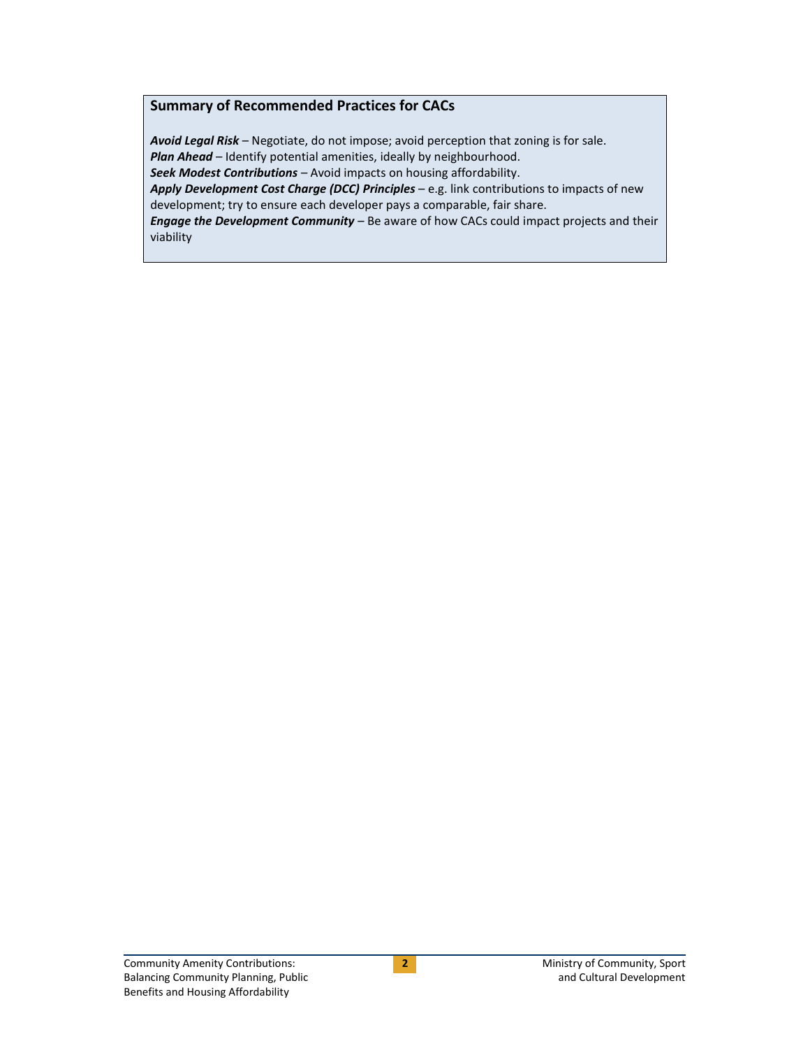### Summary of Recommended Practices for CACs

***Avoid Legal Risk*** – Negotiate, do not impose; avoid perception that zoning is for sale.
***Plan Ahead*** – Identify potential amenities, ideally by neighbourhood.
***Seek Modest Contributions*** – Avoid impacts on housing affordability.
***Apply Development Cost Charge (DCC) Principles*** – e.g. link contributions to impacts of new development; try to ensure each developer pays a comparable, fair share.
***Engage the Development Community*** – Be aware of how CACs could impact projects and their viability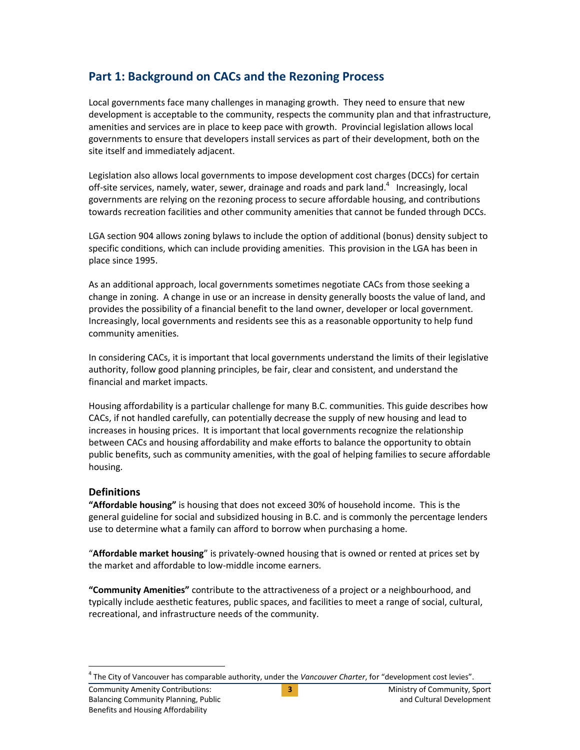## Part 1: Background on CACs and the Rezoning Process

Local governments face many challenges in managing growth. They need to ensure that new development is acceptable to the community, respects the community plan and that infrastructure, amenities and services are in place to keep pace with growth. Provincial legislation allows local governments to ensure that developers install services as part of their development, both on the site itself and immediately adjacent.

Legislation also allows local governments to impose development cost charges (DCCs) for certain off-site services, namely, water, sewer, drainage and roads and park land.[4] Increasingly, local governments are relying on the rezoning process to secure affordable housing, and contributions towards recreation facilities and other community amenities that cannot be funded through DCCs.

LGA section 904 allows zoning bylaws to include the option of additional (bonus) density subject to specific conditions, which can include providing amenities. This provision in the LGA has been in place since 1995.

As an additional approach, local governments sometimes negotiate CACs from those seeking a change in zoning. A change in use or an increase in density generally boosts the value of land, and provides the possibility of a financial benefit to the land owner, developer or local government. Increasingly, local governments and residents see this as a reasonable opportunity to help fund community amenities.

In considering CACs, it is important that local governments understand the limits of their legislative authority, follow good planning principles, be fair, clear and consistent, and understand the financial and market impacts.

Housing affordability is a particular challenge for many B.C. communities. This guide describes how CACs, if not handled carefully, can potentially decrease the supply of new housing and lead to increases in housing prices. It is important that local governments recognize the relationship between CACs and housing affordability and make efforts to balance the opportunity to obtain public benefits, such as community amenities, with the goal of helping families to secure affordable housing.

### Definitions

**"Affordable housing"** is housing that does not exceed 30% of household income. This is the general guideline for social and subsidized housing in B.C. and is commonly the percentage lenders use to determine what a family can afford to borrow when purchasing a home.

"**Affordable market housing**" is privately-owned housing that is owned or rented at prices set by the market and affordable to low-middle income earners.

**"Community Amenities"** contribute to the attractiveness of a project or a neighbourhood, and typically include aesthetic features, public spaces, and facilities to meet a range of social, cultural, recreational, and infrastructure needs of the community.

---

[4] The City of Vancouver has comparable authority, under the *Vancouver Charter*, for "development cost levies".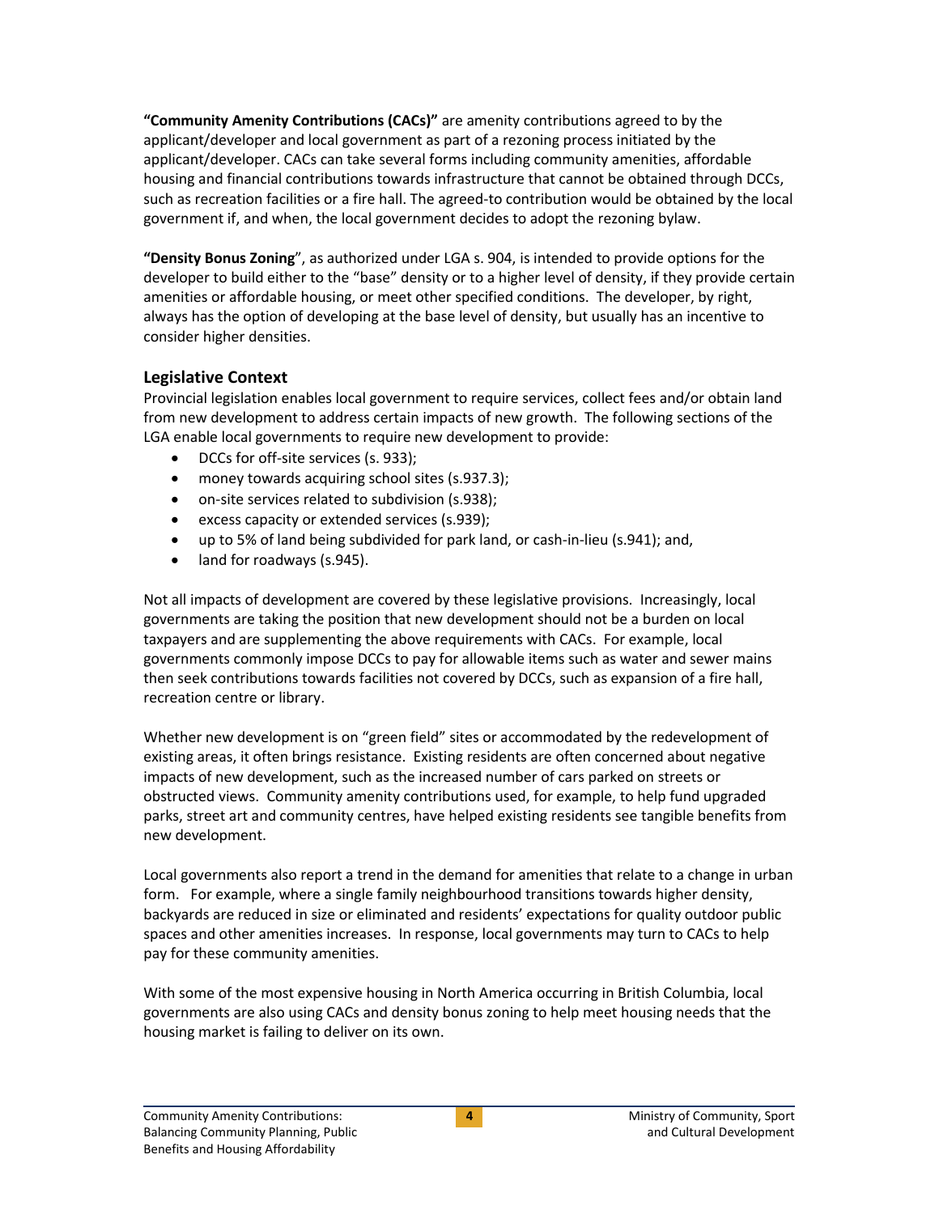**"Community Amenity Contributions (CACs)"** are amenity contributions agreed to by the applicant/developer and local government as part of a rezoning process initiated by the applicant/developer. CACs can take several forms including community amenities, affordable housing and financial contributions towards infrastructure that cannot be obtained through DCCs, such as recreation facilities or a fire hall. The agreed-to contribution would be obtained by the local government if, and when, the local government decides to adopt the rezoning bylaw.

**"Density Bonus Zoning"**, as authorized under LGA s. 904, is intended to provide options for the developer to build either to the "base" density or to a higher level of density, if they provide certain amenities or affordable housing, or meet other specified conditions. The developer, by right, always has the option of developing at the base level of density, but usually has an incentive to consider higher densities.

## Legislative Context

Provincial legislation enables local government to require services, collect fees and/or obtain land from new development to address certain impacts of new growth. The following sections of the LGA enable local governments to require new development to provide:

- DCCs for off-site services (s. 933);
- money towards acquiring school sites (s.937.3);
- on-site services related to subdivision (s.938);
- excess capacity or extended services (s.939);
- up to 5% of land being subdivided for park land, or cash-in-lieu (s.941); and,
- land for roadways (s.945).

Not all impacts of development are covered by these legislative provisions. Increasingly, local governments are taking the position that new development should not be a burden on local taxpayers and are supplementing the above requirements with CACs. For example, local governments commonly impose DCCs to pay for allowable items such as water and sewer mains then seek contributions towards facilities not covered by DCCs, such as expansion of a fire hall, recreation centre or library.

Whether new development is on "green field" sites or accommodated by the redevelopment of existing areas, it often brings resistance. Existing residents are often concerned about negative impacts of new development, such as the increased number of cars parked on streets or obstructed views. Community amenity contributions used, for example, to help fund upgraded parks, street art and community centres, have helped existing residents see tangible benefits from new development.

Local governments also report a trend in the demand for amenities that relate to a change in urban form. For example, where a single family neighbourhood transitions towards higher density, backyards are reduced in size or eliminated and residents' expectations for quality outdoor public spaces and other amenities increases. In response, local governments may turn to CACs to help pay for these community amenities.

With some of the most expensive housing in North America occurring in British Columbia, local governments are also using CACs and density bonus zoning to help meet housing needs that the housing market is failing to deliver on its own.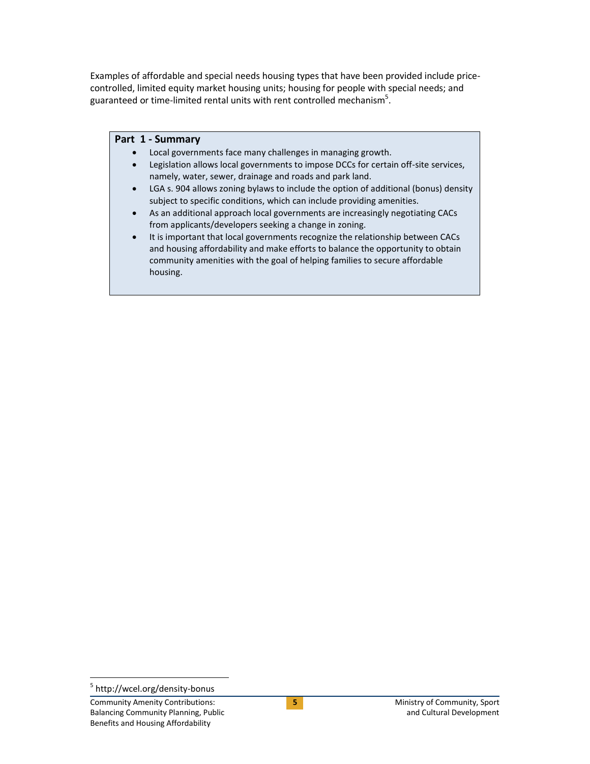Examples of affordable and special needs housing types that have been provided include price-controlled, limited equity market housing units; housing for people with special needs; and guaranteed or time-limited rental units with rent controlled mechanism[5].

**Part 1 - Summary**

- Local governments face many challenges in managing growth.
- Legislation allows local governments to impose DCCs for certain off-site services, namely, water, sewer, drainage and roads and park land.
- LGA s. 904 allows zoning bylaws to include the option of additional (bonus) density subject to specific conditions, which can include providing amenities.
- As an additional approach local governments are increasingly negotiating CACs from applicants/developers seeking a change in zoning.
- It is important that local governments recognize the relationship between CACs and housing affordability and make efforts to balance the opportunity to obtain community amenities with the goal of helping families to secure affordable housing.

[5] http://wcel.org/density-bonus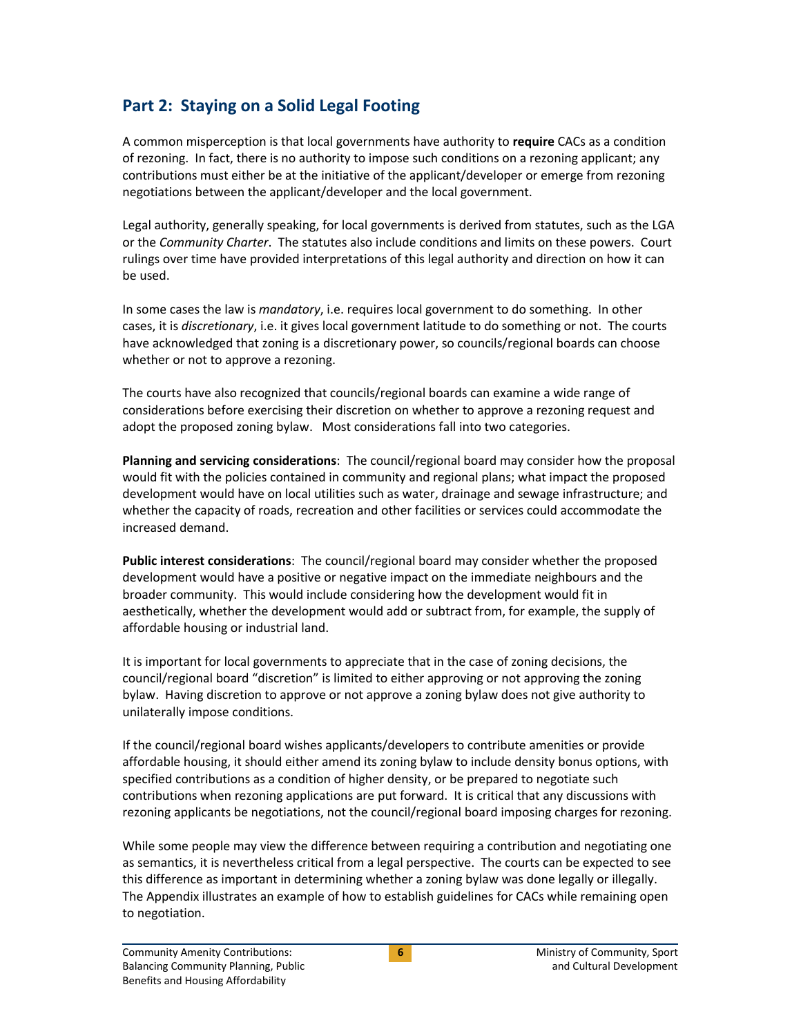## Part 2: Staying on a Solid Legal Footing

A common misperception is that local governments have authority to **require** CACs as a condition of rezoning. In fact, there is no authority to impose such conditions on a rezoning applicant; any contributions must either be at the initiative of the applicant/developer or emerge from rezoning negotiations between the applicant/developer and the local government.

Legal authority, generally speaking, for local governments is derived from statutes, such as the LGA or the *Community Charter*. The statutes also include conditions and limits on these powers. Court rulings over time have provided interpretations of this legal authority and direction on how it can be used.

In some cases the law is *mandatory*, i.e. requires local government to do something. In other cases, it is *discretionary*, i.e. it gives local government latitude to do something or not. The courts have acknowledged that zoning is a discretionary power, so councils/regional boards can choose whether or not to approve a rezoning.

The courts have also recognized that councils/regional boards can examine a wide range of considerations before exercising their discretion on whether to approve a rezoning request and adopt the proposed zoning bylaw. Most considerations fall into two categories.

**Planning and servicing considerations**: The council/regional board may consider how the proposal would fit with the policies contained in community and regional plans; what impact the proposed development would have on local utilities such as water, drainage and sewage infrastructure; and whether the capacity of roads, recreation and other facilities or services could accommodate the increased demand.

**Public interest considerations**: The council/regional board may consider whether the proposed development would have a positive or negative impact on the immediate neighbours and the broader community. This would include considering how the development would fit in aesthetically, whether the development would add or subtract from, for example, the supply of affordable housing or industrial land.

It is important for local governments to appreciate that in the case of zoning decisions, the council/regional board "discretion" is limited to either approving or not approving the zoning bylaw. Having discretion to approve or not approve a zoning bylaw does not give authority to unilaterally impose conditions.

If the council/regional board wishes applicants/developers to contribute amenities or provide affordable housing, it should either amend its zoning bylaw to include density bonus options, with specified contributions as a condition of higher density, or be prepared to negotiate such contributions when rezoning applications are put forward. It is critical that any discussions with rezoning applicants be negotiations, not the council/regional board imposing charges for rezoning.

While some people may view the difference between requiring a contribution and negotiating one as semantics, it is nevertheless critical from a legal perspective. The courts can be expected to see this difference as important in determining whether a zoning bylaw was done legally or illegally. The Appendix illustrates an example of how to establish guidelines for CACs while remaining open to negotiation.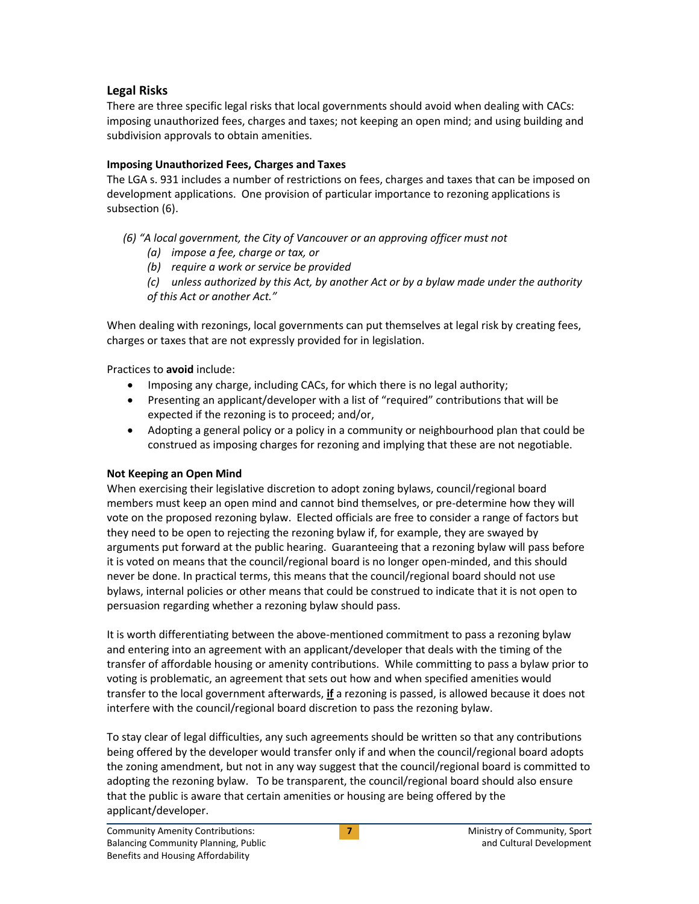## Legal Risks

There are three specific legal risks that local governments should avoid when dealing with CACs: imposing unauthorized fees, charges and taxes; not keeping an open mind; and using building and subdivision approvals to obtain amenities.

### Imposing Unauthorized Fees, Charges and Taxes

The LGA s. 931 includes a number of restrictions on fees, charges and taxes that can be imposed on development applications. One provision of particular importance to rezoning applications is subsection (6).

*(6) "A local government, the City of Vancouver or an approving officer must not*

- *(a) impose a fee, charge or tax, or*
- *(b) require a work or service be provided*
- *(c) unless authorized by this Act, by another Act or by a bylaw made under the authority of this Act or another Act."*

When dealing with rezonings, local governments can put themselves at legal risk by creating fees, charges or taxes that are not expressly provided for in legislation.

Practices to **avoid** include:

- Imposing any charge, including CACs, for which there is no legal authority;
- Presenting an applicant/developer with a list of "required" contributions that will be expected if the rezoning is to proceed; and/or,
- Adopting a general policy or a policy in a community or neighbourhood plan that could be construed as imposing charges for rezoning and implying that these are not negotiable.

### Not Keeping an Open Mind

When exercising their legislative discretion to adopt zoning bylaws, council/regional board members must keep an open mind and cannot bind themselves, or pre-determine how they will vote on the proposed rezoning bylaw. Elected officials are free to consider a range of factors but they need to be open to rejecting the rezoning bylaw if, for example, they are swayed by arguments put forward at the public hearing. Guaranteeing that a rezoning bylaw will pass before it is voted on means that the council/regional board is no longer open-minded, and this should never be done. In practical terms, this means that the council/regional board should not use bylaws, internal policies or other means that could be construed to indicate that it is not open to persuasion regarding whether a rezoning bylaw should pass.

It is worth differentiating between the above-mentioned commitment to pass a rezoning bylaw and entering into an agreement with an applicant/developer that deals with the timing of the transfer of affordable housing or amenity contributions. While committing to pass a bylaw prior to voting is problematic, an agreement that sets out how and when specified amenities would transfer to the local government afterwards, **if** a rezoning is passed, is allowed because it does not interfere with the council/regional board discretion to pass the rezoning bylaw.

To stay clear of legal difficulties, any such agreements should be written so that any contributions being offered by the developer would transfer only if and when the council/regional board adopts the zoning amendment, but not in any way suggest that the council/regional board is committed to adopting the rezoning bylaw. To be transparent, the council/regional board should also ensure that the public is aware that certain amenities or housing are being offered by the applicant/developer.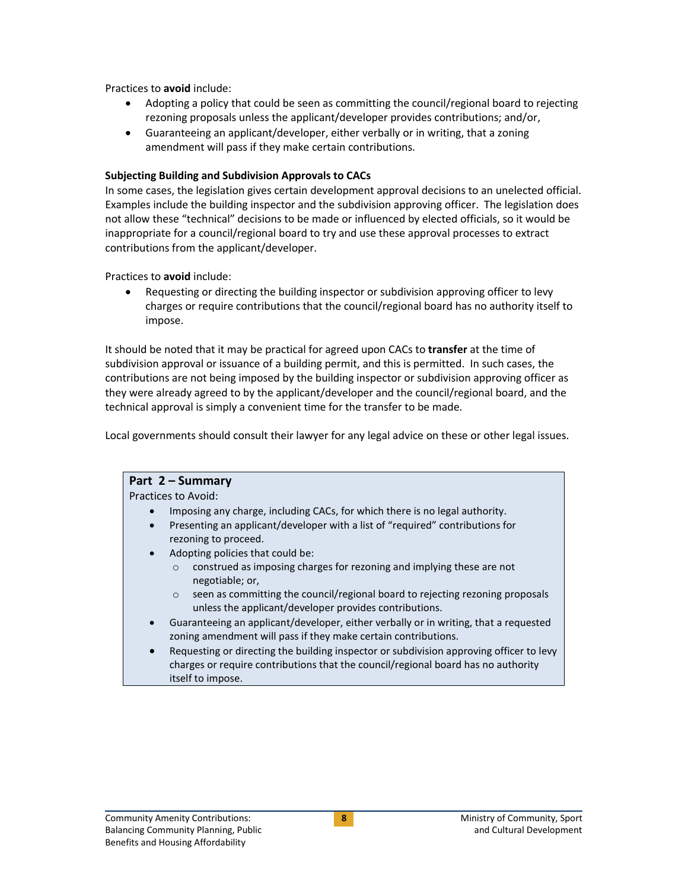Practices to **avoid** include:

- Adopting a policy that could be seen as committing the council/regional board to rejecting rezoning proposals unless the applicant/developer provides contributions; and/or,
- Guaranteeing an applicant/developer, either verbally or in writing, that a zoning amendment will pass if they make certain contributions.

**Subjecting Building and Subdivision Approvals to CACs**

In some cases, the legislation gives certain development approval decisions to an unelected official. Examples include the building inspector and the subdivision approving officer. The legislation does not allow these "technical" decisions to be made or influenced by elected officials, so it would be inappropriate for a council/regional board to try and use these approval processes to extract contributions from the applicant/developer.

Practices to **avoid** include:

- Requesting or directing the building inspector or subdivision approving officer to levy charges or require contributions that the council/regional board has no authority itself to impose.

It should be noted that it may be practical for agreed upon CACs to **transfer** at the time of subdivision approval or issuance of a building permit, and this is permitted. In such cases, the contributions are not being imposed by the building inspector or subdivision approving officer as they were already agreed to by the applicant/developer and the council/regional board, and the technical approval is simply a convenient time for the transfer to be made.

Local governments should consult their lawyer for any legal advice on these or other legal issues.

**Part 2 – Summary**

Practices to Avoid:

- Imposing any charge, including CACs, for which there is no legal authority.
- Presenting an applicant/developer with a list of "required" contributions for rezoning to proceed.
- Adopting policies that could be:
  - construed as imposing charges for rezoning and implying these are not negotiable; or,
  - seen as committing the council/regional board to rejecting rezoning proposals unless the applicant/developer provides contributions.
- Guaranteeing an applicant/developer, either verbally or in writing, that a requested zoning amendment will pass if they make certain contributions.
- Requesting or directing the building inspector or subdivision approving officer to levy charges or require contributions that the council/regional board has no authority itself to impose.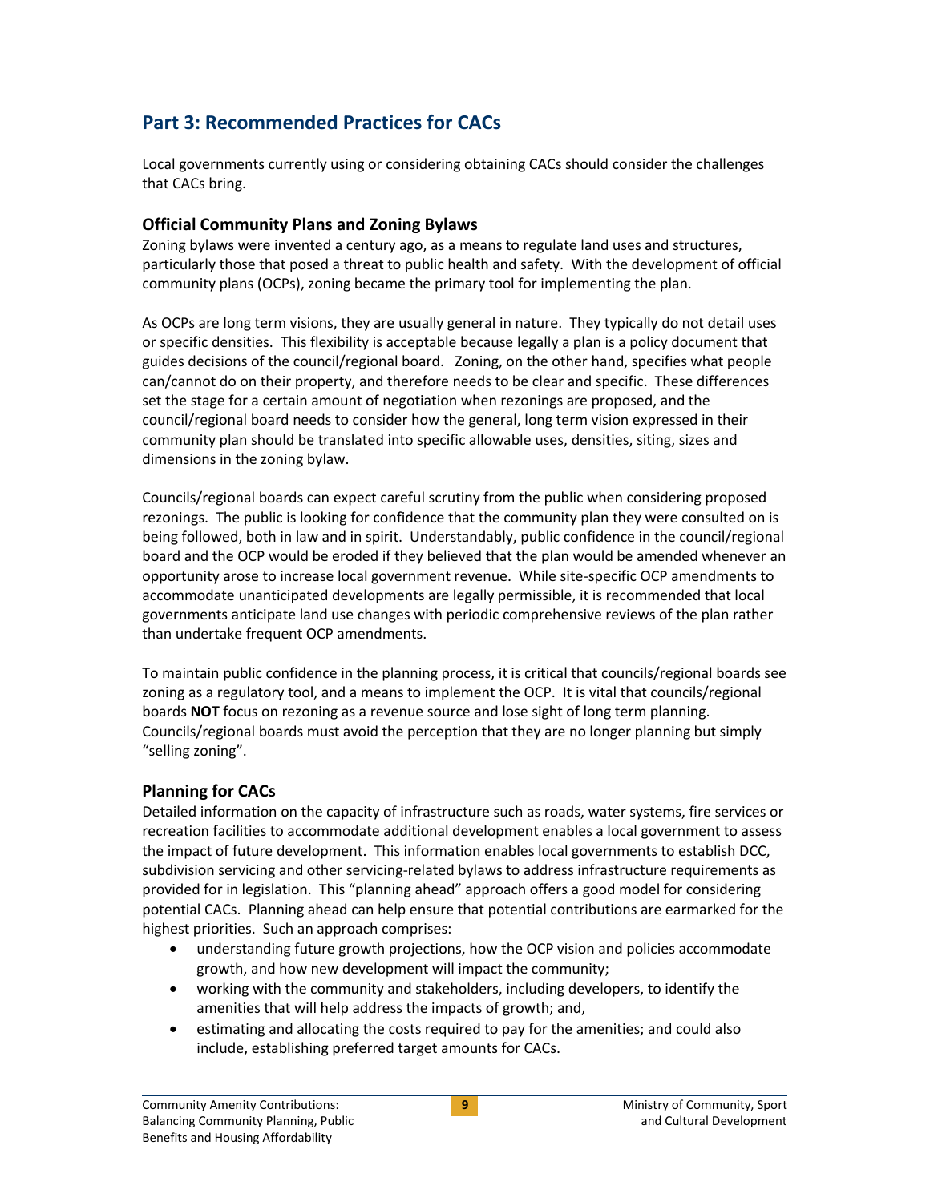## Part 3: Recommended Practices for CACs

Local governments currently using or considering obtaining CACs should consider the challenges that CACs bring.

### Official Community Plans and Zoning Bylaws

Zoning bylaws were invented a century ago, as a means to regulate land uses and structures, particularly those that posed a threat to public health and safety. With the development of official community plans (OCPs), zoning became the primary tool for implementing the plan.

As OCPs are long term visions, they are usually general in nature. They typically do not detail uses or specific densities. This flexibility is acceptable because legally a plan is a policy document that guides decisions of the council/regional board. Zoning, on the other hand, specifies what people can/cannot do on their property, and therefore needs to be clear and specific. These differences set the stage for a certain amount of negotiation when rezonings are proposed, and the council/regional board needs to consider how the general, long term vision expressed in their community plan should be translated into specific allowable uses, densities, siting, sizes and dimensions in the zoning bylaw.

Councils/regional boards can expect careful scrutiny from the public when considering proposed rezonings. The public is looking for confidence that the community plan they were consulted on is being followed, both in law and in spirit. Understandably, public confidence in the council/regional board and the OCP would be eroded if they believed that the plan would be amended whenever an opportunity arose to increase local government revenue. While site-specific OCP amendments to accommodate unanticipated developments are legally permissible, it is recommended that local governments anticipate land use changes with periodic comprehensive reviews of the plan rather than undertake frequent OCP amendments.

To maintain public confidence in the planning process, it is critical that councils/regional boards see zoning as a regulatory tool, and a means to implement the OCP. It is vital that councils/regional boards **NOT** focus on rezoning as a revenue source and lose sight of long term planning. Councils/regional boards must avoid the perception that they are no longer planning but simply "selling zoning".

### Planning for CACs

Detailed information on the capacity of infrastructure such as roads, water systems, fire services or recreation facilities to accommodate additional development enables a local government to assess the impact of future development. This information enables local governments to establish DCC, subdivision servicing and other servicing-related bylaws to address infrastructure requirements as provided for in legislation. This "planning ahead" approach offers a good model for considering potential CACs. Planning ahead can help ensure that potential contributions are earmarked for the highest priorities. Such an approach comprises:

- understanding future growth projections, how the OCP vision and policies accommodate growth, and how new development will impact the community;
- working with the community and stakeholders, including developers, to identify the amenities that will help address the impacts of growth; and,
- estimating and allocating the costs required to pay for the amenities; and could also include, establishing preferred target amounts for CACs.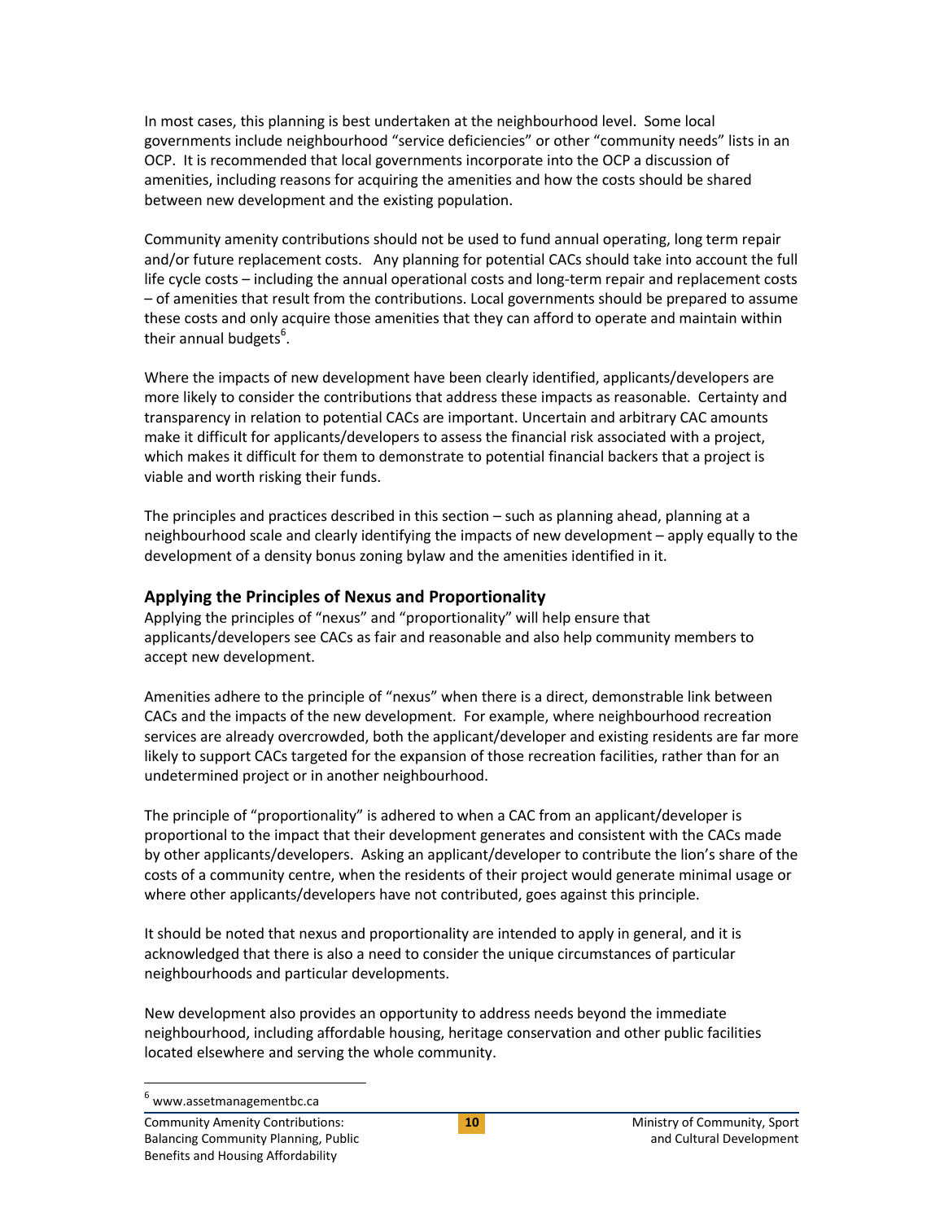In most cases, this planning is best undertaken at the neighbourhood level. Some local governments include neighbourhood "service deficiencies" or other "community needs" lists in an OCP. It is recommended that local governments incorporate into the OCP a discussion of amenities, including reasons for acquiring the amenities and how the costs should be shared between new development and the existing population.

Community amenity contributions should not be used to fund annual operating, long term repair and/or future replacement costs. Any planning for potential CACs should take into account the full life cycle costs – including the annual operational costs and long-term repair and replacement costs – of amenities that result from the contributions. Local governments should be prepared to assume these costs and only acquire those amenities that they can afford to operate and maintain within their annual budgets[6].

Where the impacts of new development have been clearly identified, applicants/developers are more likely to consider the contributions that address these impacts as reasonable. Certainty and transparency in relation to potential CACs are important. Uncertain and arbitrary CAC amounts make it difficult for applicants/developers to assess the financial risk associated with a project, which makes it difficult for them to demonstrate to potential financial backers that a project is viable and worth risking their funds.

The principles and practices described in this section – such as planning ahead, planning at a neighbourhood scale and clearly identifying the impacts of new development – apply equally to the development of a density bonus zoning bylaw and the amenities identified in it.

### Applying the Principles of Nexus and Proportionality

Applying the principles of "nexus" and "proportionality" will help ensure that applicants/developers see CACs as fair and reasonable and also help community members to accept new development.

Amenities adhere to the principle of "nexus" when there is a direct, demonstrable link between CACs and the impacts of the new development. For example, where neighbourhood recreation services are already overcrowded, both the applicant/developer and existing residents are far more likely to support CACs targeted for the expansion of those recreation facilities, rather than for an undetermined project or in another neighbourhood.

The principle of "proportionality" is adhered to when a CAC from an applicant/developer is proportional to the impact that their development generates and consistent with the CACs made by other applicants/developers. Asking an applicant/developer to contribute the lion's share of the costs of a community centre, when the residents of their project would generate minimal usage or where other applicants/developers have not contributed, goes against this principle.

It should be noted that nexus and proportionality are intended to apply in general, and it is acknowledged that there is also a need to consider the unique circumstances of particular neighbourhoods and particular developments.

New development also provides an opportunity to address needs beyond the immediate neighbourhood, including affordable housing, heritage conservation and other public facilities located elsewhere and serving the whole community.

[6] www.assetmanagementbc.ca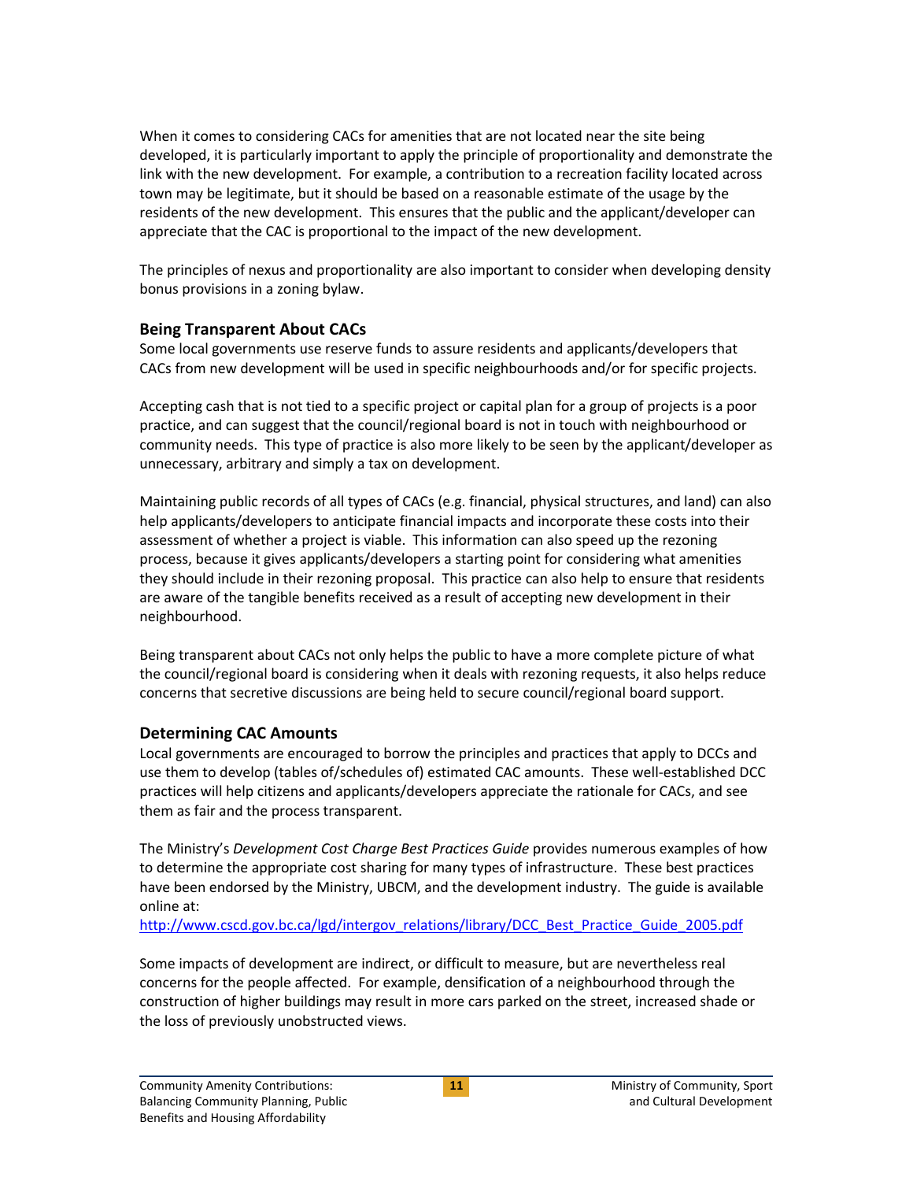When it comes to considering CACs for amenities that are not located near the site being developed, it is particularly important to apply the principle of proportionality and demonstrate the link with the new development. For example, a contribution to a recreation facility located across town may be legitimate, but it should be based on a reasonable estimate of the usage by the residents of the new development. This ensures that the public and the applicant/developer can appreciate that the CAC is proportional to the impact of the new development.

The principles of nexus and proportionality are also important to consider when developing density bonus provisions in a zoning bylaw.

### Being Transparent About CACs

Some local governments use reserve funds to assure residents and applicants/developers that CACs from new development will be used in specific neighbourhoods and/or for specific projects.

Accepting cash that is not tied to a specific project or capital plan for a group of projects is a poor practice, and can suggest that the council/regional board is not in touch with neighbourhood or community needs. This type of practice is also more likely to be seen by the applicant/developer as unnecessary, arbitrary and simply a tax on development.

Maintaining public records of all types of CACs (e.g. financial, physical structures, and land) can also help applicants/developers to anticipate financial impacts and incorporate these costs into their assessment of whether a project is viable. This information can also speed up the rezoning process, because it gives applicants/developers a starting point for considering what amenities they should include in their rezoning proposal. This practice can also help to ensure that residents are aware of the tangible benefits received as a result of accepting new development in their neighbourhood.

Being transparent about CACs not only helps the public to have a more complete picture of what the council/regional board is considering when it deals with rezoning requests, it also helps reduce concerns that secretive discussions are being held to secure council/regional board support.

### Determining CAC Amounts

Local governments are encouraged to borrow the principles and practices that apply to DCCs and use them to develop (tables of/schedules of) estimated CAC amounts. These well-established DCC practices will help citizens and applicants/developers appreciate the rationale for CACs, and see them as fair and the process transparent.

The Ministry's *Development Cost Charge Best Practices Guide* provides numerous examples of how to determine the appropriate cost sharing for many types of infrastructure. These best practices have been endorsed by the Ministry, UBCM, and the development industry. The guide is available online at:
http://www.cscd.gov.bc.ca/lgd/intergov_relations/library/DCC_Best_Practice_Guide_2005.pdf

Some impacts of development are indirect, or difficult to measure, but are nevertheless real concerns for the people affected. For example, densification of a neighbourhood through the construction of higher buildings may result in more cars parked on the street, increased shade or the loss of previously unobstructed views.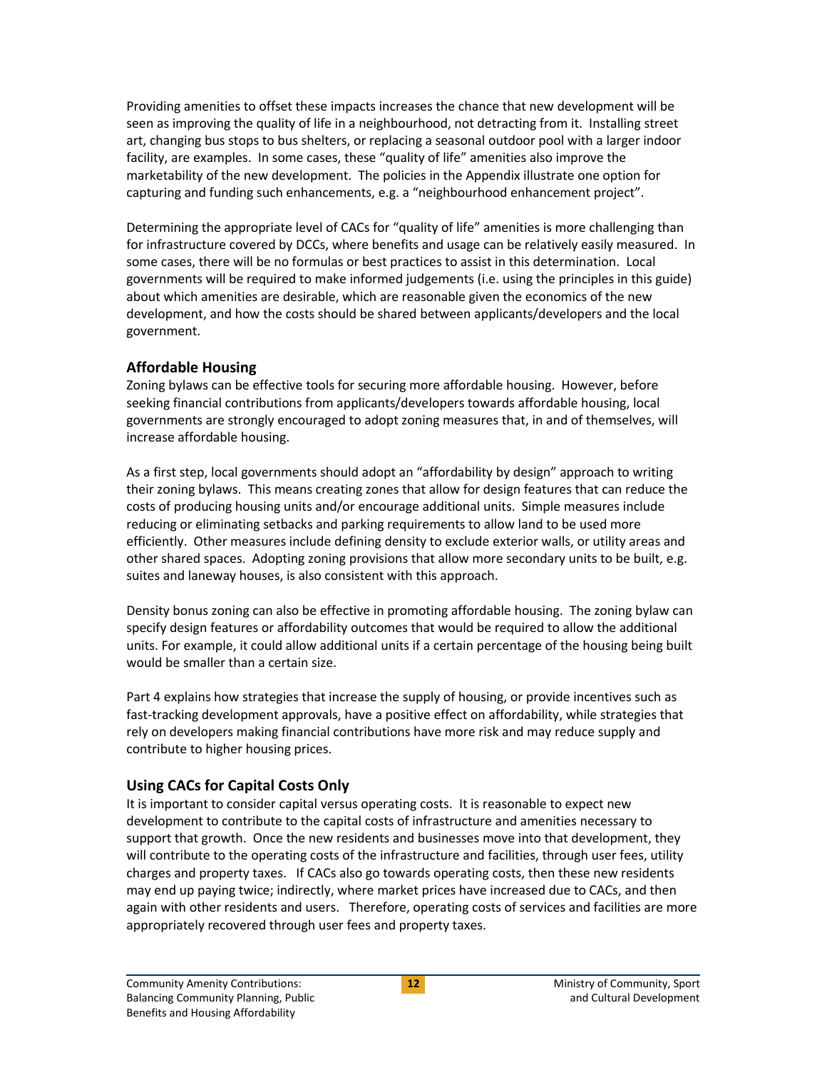Providing amenities to offset these impacts increases the chance that new development will be seen as improving the quality of life in a neighbourhood, not detracting from it. Installing street art, changing bus stops to bus shelters, or replacing a seasonal outdoor pool with a larger indoor facility, are examples. In some cases, these "quality of life" amenities also improve the marketability of the new development. The policies in the Appendix illustrate one option for capturing and funding such enhancements, e.g. a "neighbourhood enhancement project".

Determining the appropriate level of CACs for "quality of life" amenities is more challenging than for infrastructure covered by DCCs, where benefits and usage can be relatively easily measured. In some cases, there will be no formulas or best practices to assist in this determination. Local governments will be required to make informed judgements (i.e. using the principles in this guide) about which amenities are desirable, which are reasonable given the economics of the new development, and how the costs should be shared between applicants/developers and the local government.

## Affordable Housing

Zoning bylaws can be effective tools for securing more affordable housing. However, before seeking financial contributions from applicants/developers towards affordable housing, local governments are strongly encouraged to adopt zoning measures that, in and of themselves, will increase affordable housing.

As a first step, local governments should adopt an "affordability by design" approach to writing their zoning bylaws. This means creating zones that allow for design features that can reduce the costs of producing housing units and/or encourage additional units. Simple measures include reducing or eliminating setbacks and parking requirements to allow land to be used more efficiently. Other measures include defining density to exclude exterior walls, or utility areas and other shared spaces. Adopting zoning provisions that allow more secondary units to be built, e.g. suites and laneway houses, is also consistent with this approach.

Density bonus zoning can also be effective in promoting affordable housing. The zoning bylaw can specify design features or affordability outcomes that would be required to allow the additional units. For example, it could allow additional units if a certain percentage of the housing being built would be smaller than a certain size.

Part 4 explains how strategies that increase the supply of housing, or provide incentives such as fast-tracking development approvals, have a positive effect on affordability, while strategies that rely on developers making financial contributions have more risk and may reduce supply and contribute to higher housing prices.

## Using CACs for Capital Costs Only

It is important to consider capital versus operating costs. It is reasonable to expect new development to contribute to the capital costs of infrastructure and amenities necessary to support that growth. Once the new residents and businesses move into that development, they will contribute to the operating costs of the infrastructure and facilities, through user fees, utility charges and property taxes. If CACs also go towards operating costs, then these new residents may end up paying twice; indirectly, where market prices have increased due to CACs, and then again with other residents and users. Therefore, operating costs of services and facilities are more appropriately recovered through user fees and property taxes.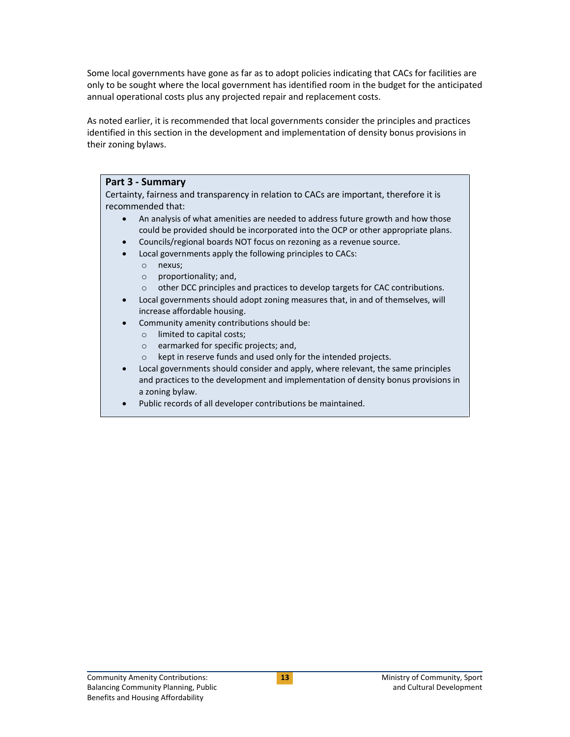Some local governments have gone as far as to adopt policies indicating that CACs for facilities are only to be sought where the local government has identified room in the budget for the anticipated annual operational costs plus any projected repair and replacement costs.

As noted earlier, it is recommended that local governments consider the principles and practices identified in this section in the development and implementation of density bonus provisions in their zoning bylaws.

**Part 3 - Summary**

Certainty, fairness and transparency in relation to CACs are important, therefore it is recommended that:

- An analysis of what amenities are needed to address future growth and how those could be provided should be incorporated into the OCP or other appropriate plans.
- Councils/regional boards NOT focus on rezoning as a revenue source.
- Local governments apply the following principles to CACs:
  - nexus;
  - proportionality; and,
  - other DCC principles and practices to develop targets for CAC contributions.
- Local governments should adopt zoning measures that, in and of themselves, will increase affordable housing.
- Community amenity contributions should be:
  - limited to capital costs;
  - earmarked for specific projects; and,
  - kept in reserve funds and used only for the intended projects.
- Local governments should consider and apply, where relevant, the same principles and practices to the development and implementation of density bonus provisions in a zoning bylaw.
- Public records of all developer contributions be maintained.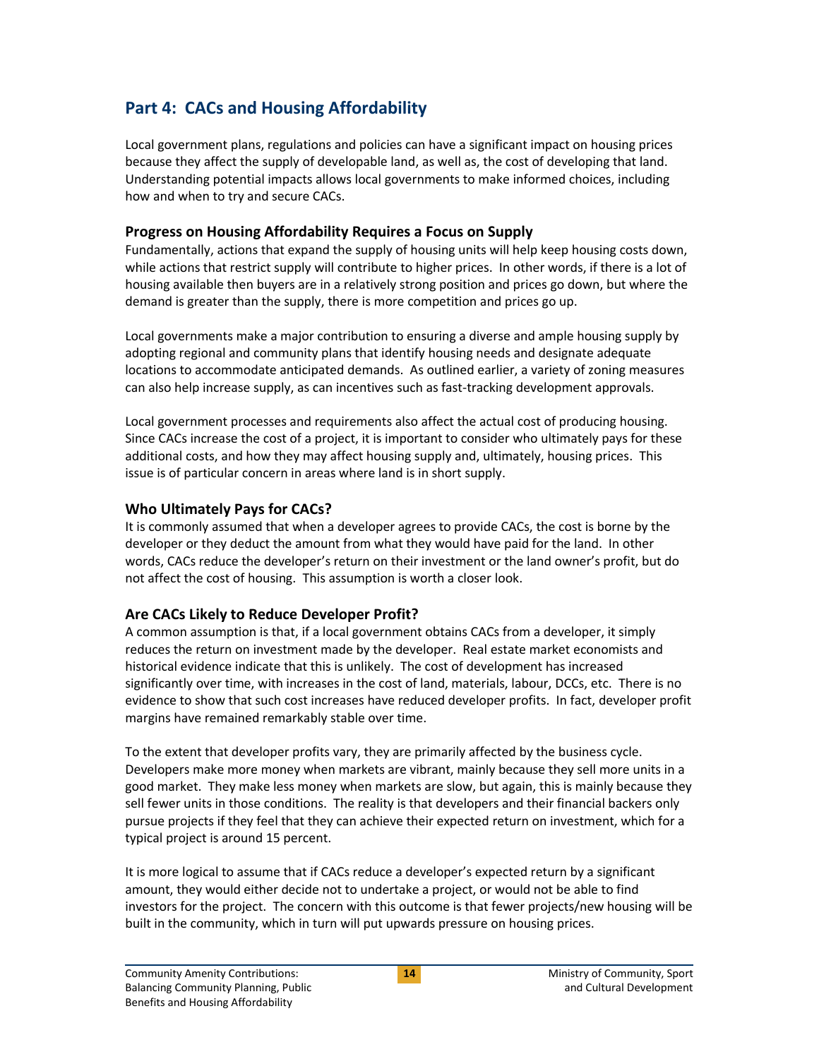## Part 4: CACs and Housing Affordability

Local government plans, regulations and policies can have a significant impact on housing prices because they affect the supply of developable land, as well as, the cost of developing that land. Understanding potential impacts allows local governments to make informed choices, including how and when to try and secure CACs.

### Progress on Housing Affordability Requires a Focus on Supply

Fundamentally, actions that expand the supply of housing units will help keep housing costs down, while actions that restrict supply will contribute to higher prices. In other words, if there is a lot of housing available then buyers are in a relatively strong position and prices go down, but where the demand is greater than the supply, there is more competition and prices go up.

Local governments make a major contribution to ensuring a diverse and ample housing supply by adopting regional and community plans that identify housing needs and designate adequate locations to accommodate anticipated demands. As outlined earlier, a variety of zoning measures can also help increase supply, as can incentives such as fast-tracking development approvals.

Local government processes and requirements also affect the actual cost of producing housing. Since CACs increase the cost of a project, it is important to consider who ultimately pays for these additional costs, and how they may affect housing supply and, ultimately, housing prices. This issue is of particular concern in areas where land is in short supply.

### Who Ultimately Pays for CACs?

It is commonly assumed that when a developer agrees to provide CACs, the cost is borne by the developer or they deduct the amount from what they would have paid for the land. In other words, CACs reduce the developer's return on their investment or the land owner's profit, but do not affect the cost of housing. This assumption is worth a closer look.

### Are CACs Likely to Reduce Developer Profit?

A common assumption is that, if a local government obtains CACs from a developer, it simply reduces the return on investment made by the developer. Real estate market economists and historical evidence indicate that this is unlikely. The cost of development has increased significantly over time, with increases in the cost of land, materials, labour, DCCs, etc. There is no evidence to show that such cost increases have reduced developer profits. In fact, developer profit margins have remained remarkably stable over time.

To the extent that developer profits vary, they are primarily affected by the business cycle. Developers make more money when markets are vibrant, mainly because they sell more units in a good market. They make less money when markets are slow, but again, this is mainly because they sell fewer units in those conditions. The reality is that developers and their financial backers only pursue projects if they feel that they can achieve their expected return on investment, which for a typical project is around 15 percent.

It is more logical to assume that if CACs reduce a developer's expected return by a significant amount, they would either decide not to undertake a project, or would not be able to find investors for the project. The concern with this outcome is that fewer projects/new housing will be built in the community, which in turn will put upwards pressure on housing prices.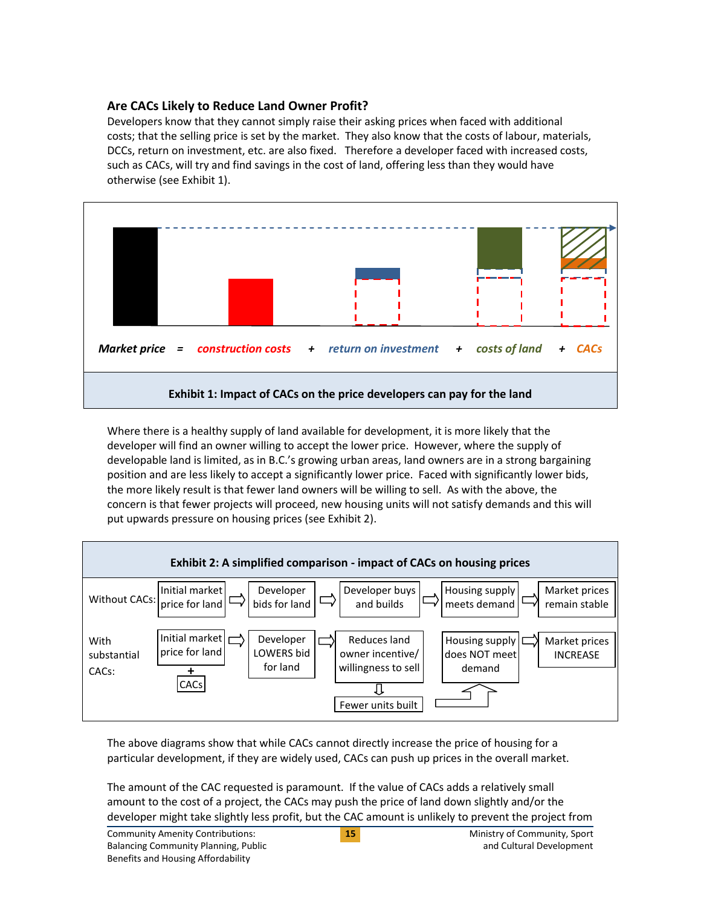### Are CACs Likely to Reduce Land Owner Profit?

Developers know that they cannot simply raise their asking prices when faced with additional costs; that the selling price is set by the market. They also know that the costs of labour, materials, DCCs, return on investment, etc. are also fixed. Therefore a developer faced with increased costs, such as CACs, will try and find savings in the cost of land, offering less than they would have otherwise (see Exhibit 1).

*Market price* = *construction costs* + *return on investment* + *costs of land* + *CACs*

**Exhibit 1: Impact of CACs on the price developers can pay for the land**

Where there is a healthy supply of land available for development, it is more likely that the developer will find an owner willing to accept the lower price. However, where the supply of developable land is limited, as in B.C.'s growing urban areas, land owners are in a strong bargaining position and are less likely to accept a significantly lower price. Faced with significantly lower bids, the more likely result is that fewer land owners will be willing to sell. As with the above, the concern is that fewer projects will proceed, new housing units will not satisfy demands and this will put upwards pressure on housing prices (see Exhibit 2).

**Exhibit 2: A simplified comparison - impact of CACs on housing prices**

Without CACs: Initial market price for land ⇨ Developer bids for land ⇨ Developer buys and builds ⇨ Housing supply meets demand ⇨ Market prices remain stable

With substantial CACs: Initial market price for land + CACs ⇨ Developer LOWERS bid for land ⇨ Reduces land owner incentive/ willingness to sell ⇩ Fewer units built ⇨ Housing supply does NOT meet demand ⇨ Market prices INCREASE

The above diagrams show that while CACs cannot directly increase the price of housing for a particular development, if they are widely used, CACs can push up prices in the overall market.

The amount of the CAC requested is paramount. If the value of CACs adds a relatively small amount to the cost of a project, the CACs may push the price of land down slightly and/or the developer might take slightly less profit, but the CAC amount is unlikely to prevent the project from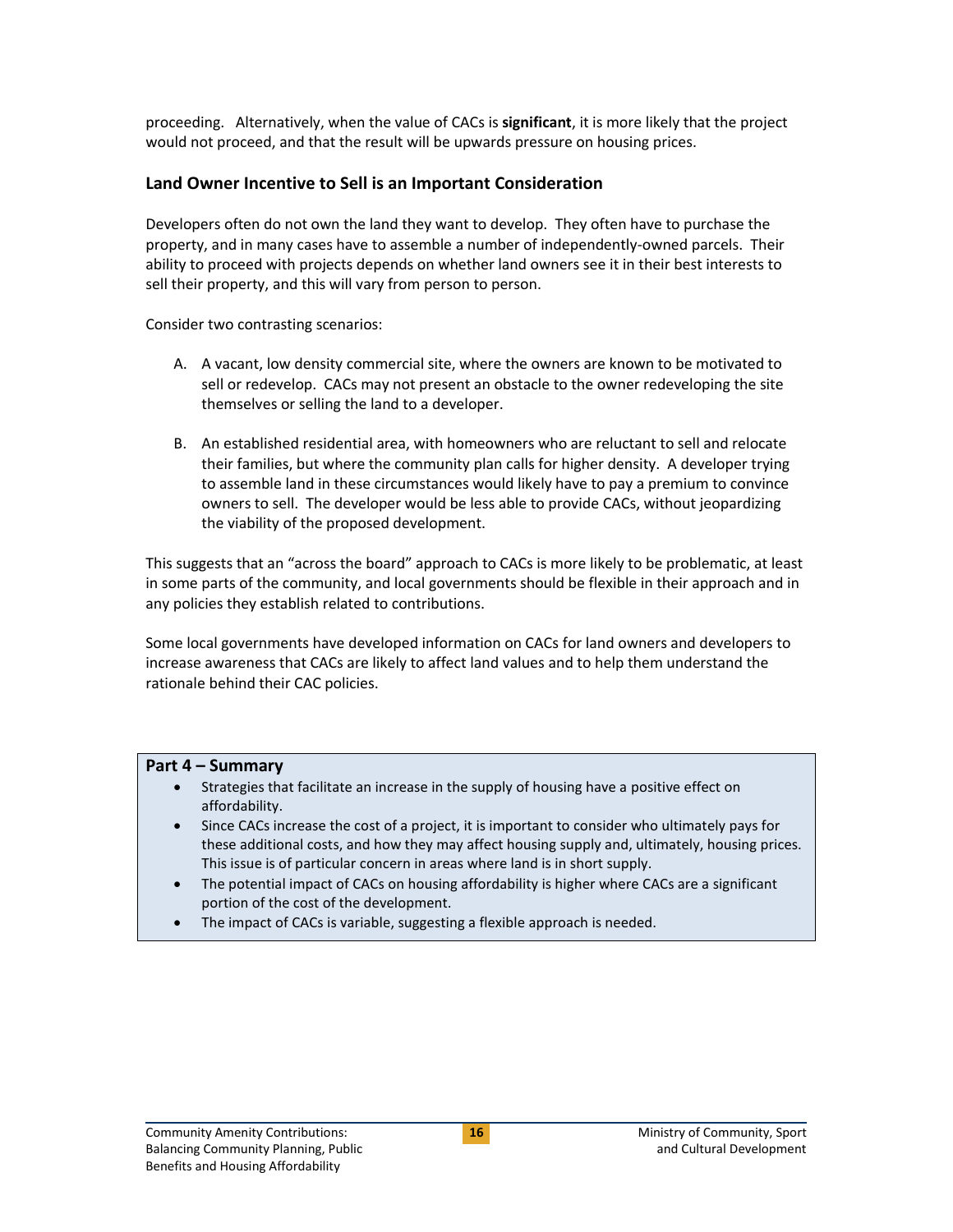proceeding. Alternatively, when the value of CACs is **significant**, it is more likely that the project would not proceed, and that the result will be upwards pressure on housing prices.

### Land Owner Incentive to Sell is an Important Consideration

Developers often do not own the land they want to develop. They often have to purchase the property, and in many cases have to assemble a number of independently-owned parcels. Their ability to proceed with projects depends on whether land owners see it in their best interests to sell their property, and this will vary from person to person.

Consider two contrasting scenarios:

A. A vacant, low density commercial site, where the owners are known to be motivated to sell or redevelop. CACs may not present an obstacle to the owner redeveloping the site themselves or selling the land to a developer.

B. An established residential area, with homeowners who are reluctant to sell and relocate their families, but where the community plan calls for higher density. A developer trying to assemble land in these circumstances would likely have to pay a premium to convince owners to sell. The developer would be less able to provide CACs, without jeopardizing the viability of the proposed development.

This suggests that an "across the board" approach to CACs is more likely to be problematic, at least in some parts of the community, and local governments should be flexible in their approach and in any policies they establish related to contributions.

Some local governments have developed information on CACs for land owners and developers to increase awareness that CACs are likely to affect land values and to help them understand the rationale behind their CAC policies.

**Part 4 – Summary**

- Strategies that facilitate an increase in the supply of housing have a positive effect on affordability.
- Since CACs increase the cost of a project, it is important to consider who ultimately pays for these additional costs, and how they may affect housing supply and, ultimately, housing prices. This issue is of particular concern in areas where land is in short supply.
- The potential impact of CACs on housing affordability is higher where CACs are a significant portion of the cost of the development.
- The impact of CACs is variable, suggesting a flexible approach is needed.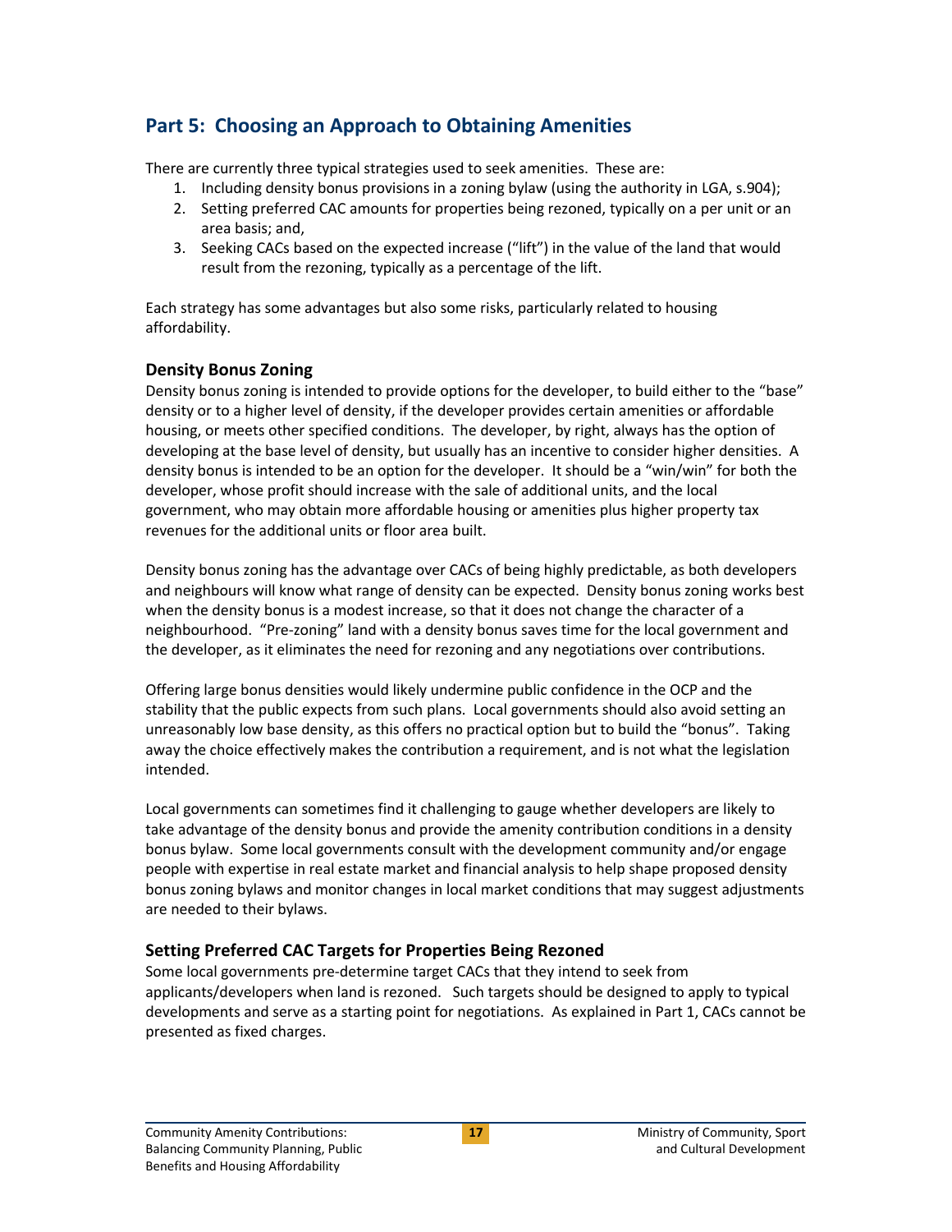## Part 5: Choosing an Approach to Obtaining Amenities

There are currently three typical strategies used to seek amenities. These are:

1. Including density bonus provisions in a zoning bylaw (using the authority in LGA, s.904);
2. Setting preferred CAC amounts for properties being rezoned, typically on a per unit or an area basis; and,
3. Seeking CACs based on the expected increase ("lift") in the value of the land that would result from the rezoning, typically as a percentage of the lift.

Each strategy has some advantages but also some risks, particularly related to housing affordability.

### Density Bonus Zoning

Density bonus zoning is intended to provide options for the developer, to build either to the "base" density or to a higher level of density, if the developer provides certain amenities or affordable housing, or meets other specified conditions. The developer, by right, always has the option of developing at the base level of density, but usually has an incentive to consider higher densities. A density bonus is intended to be an option for the developer. It should be a "win/win" for both the developer, whose profit should increase with the sale of additional units, and the local government, who may obtain more affordable housing or amenities plus higher property tax revenues for the additional units or floor area built.

Density bonus zoning has the advantage over CACs of being highly predictable, as both developers and neighbours will know what range of density can be expected. Density bonus zoning works best when the density bonus is a modest increase, so that it does not change the character of a neighbourhood. "Pre-zoning" land with a density bonus saves time for the local government and the developer, as it eliminates the need for rezoning and any negotiations over contributions.

Offering large bonus densities would likely undermine public confidence in the OCP and the stability that the public expects from such plans. Local governments should also avoid setting an unreasonably low base density, as this offers no practical option but to build the "bonus". Taking away the choice effectively makes the contribution a requirement, and is not what the legislation intended.

Local governments can sometimes find it challenging to gauge whether developers are likely to take advantage of the density bonus and provide the amenity contribution conditions in a density bonus bylaw. Some local governments consult with the development community and/or engage people with expertise in real estate market and financial analysis to help shape proposed density bonus zoning bylaws and monitor changes in local market conditions that may suggest adjustments are needed to their bylaws.

### Setting Preferred CAC Targets for Properties Being Rezoned

Some local governments pre-determine target CACs that they intend to seek from applicants/developers when land is rezoned. Such targets should be designed to apply to typical developments and serve as a starting point for negotiations. As explained in Part 1, CACs cannot be presented as fixed charges.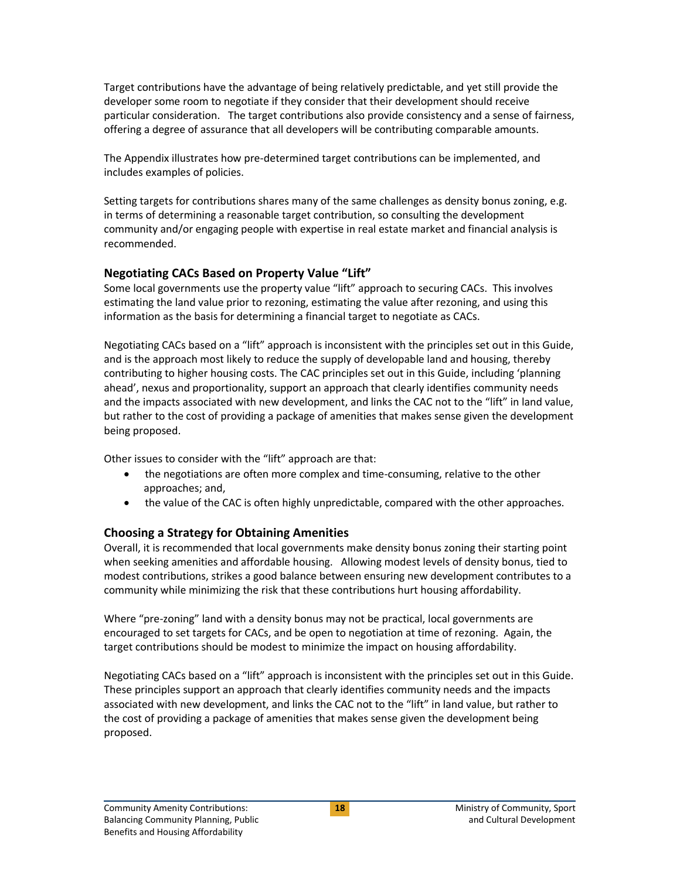Target contributions have the advantage of being relatively predictable, and yet still provide the developer some room to negotiate if they consider that their development should receive particular consideration. The target contributions also provide consistency and a sense of fairness, offering a degree of assurance that all developers will be contributing comparable amounts.

The Appendix illustrates how pre-determined target contributions can be implemented, and includes examples of policies.

Setting targets for contributions shares many of the same challenges as density bonus zoning, e.g. in terms of determining a reasonable target contribution, so consulting the development community and/or engaging people with expertise in real estate market and financial analysis is recommended.

### Negotiating CACs Based on Property Value "Lift"

Some local governments use the property value "lift" approach to securing CACs. This involves estimating the land value prior to rezoning, estimating the value after rezoning, and using this information as the basis for determining a financial target to negotiate as CACs.

Negotiating CACs based on a "lift" approach is inconsistent with the principles set out in this Guide, and is the approach most likely to reduce the supply of developable land and housing, thereby contributing to higher housing costs. The CAC principles set out in this Guide, including 'planning ahead', nexus and proportionality, support an approach that clearly identifies community needs and the impacts associated with new development, and links the CAC not to the "lift" in land value, but rather to the cost of providing a package of amenities that makes sense given the development being proposed.

Other issues to consider with the "lift" approach are that:

- the negotiations are often more complex and time-consuming, relative to the other approaches; and,
- the value of the CAC is often highly unpredictable, compared with the other approaches.

### Choosing a Strategy for Obtaining Amenities

Overall, it is recommended that local governments make density bonus zoning their starting point when seeking amenities and affordable housing. Allowing modest levels of density bonus, tied to modest contributions, strikes a good balance between ensuring new development contributes to a community while minimizing the risk that these contributions hurt housing affordability.

Where "pre-zoning" land with a density bonus may not be practical, local governments are encouraged to set targets for CACs, and be open to negotiation at time of rezoning. Again, the target contributions should be modest to minimize the impact on housing affordability.

Negotiating CACs based on a "lift" approach is inconsistent with the principles set out in this Guide. These principles support an approach that clearly identifies community needs and the impacts associated with new development, and links the CAC not to the "lift" in land value, but rather to the cost of providing a package of amenities that makes sense given the development being proposed.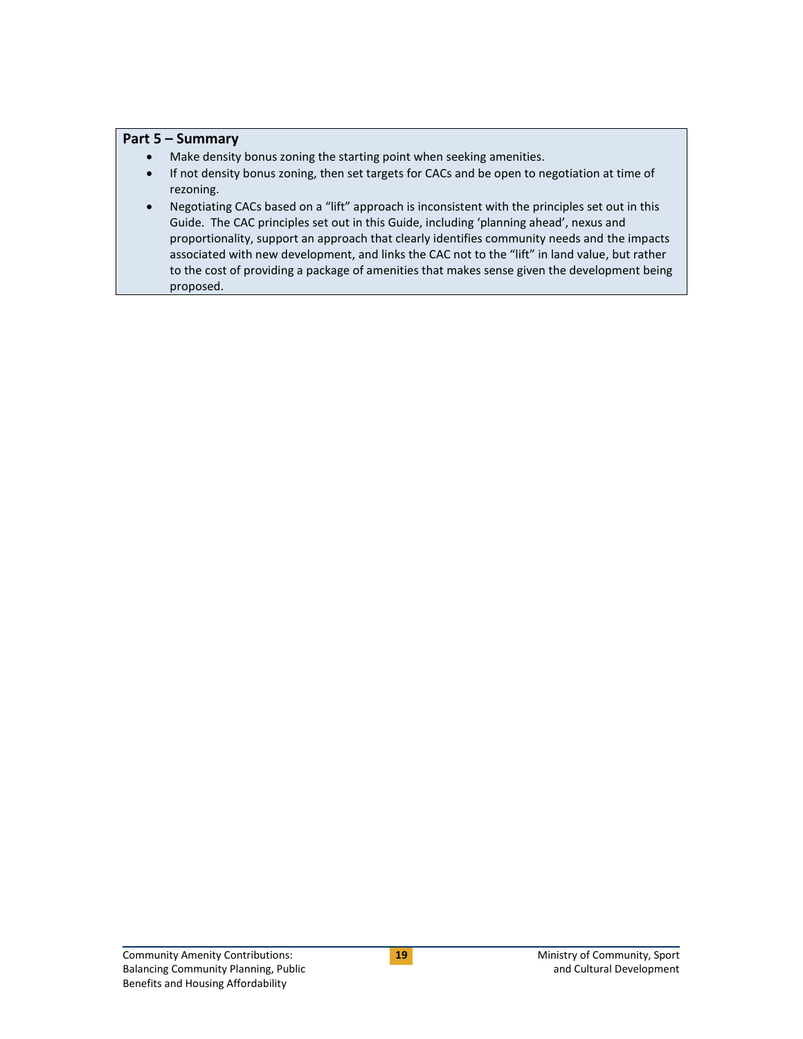**Part 5 – Summary**

- Make density bonus zoning the starting point when seeking amenities.
- If not density bonus zoning, then set targets for CACs and be open to negotiation at time of rezoning.
- Negotiating CACs based on a “lift” approach is inconsistent with the principles set out in this Guide. The CAC principles set out in this Guide, including ‘planning ahead’, nexus and proportionality, support an approach that clearly identifies community needs and the impacts associated with new development, and links the CAC not to the “lift” in land value, but rather to the cost of providing a package of amenities that makes sense given the development being proposed.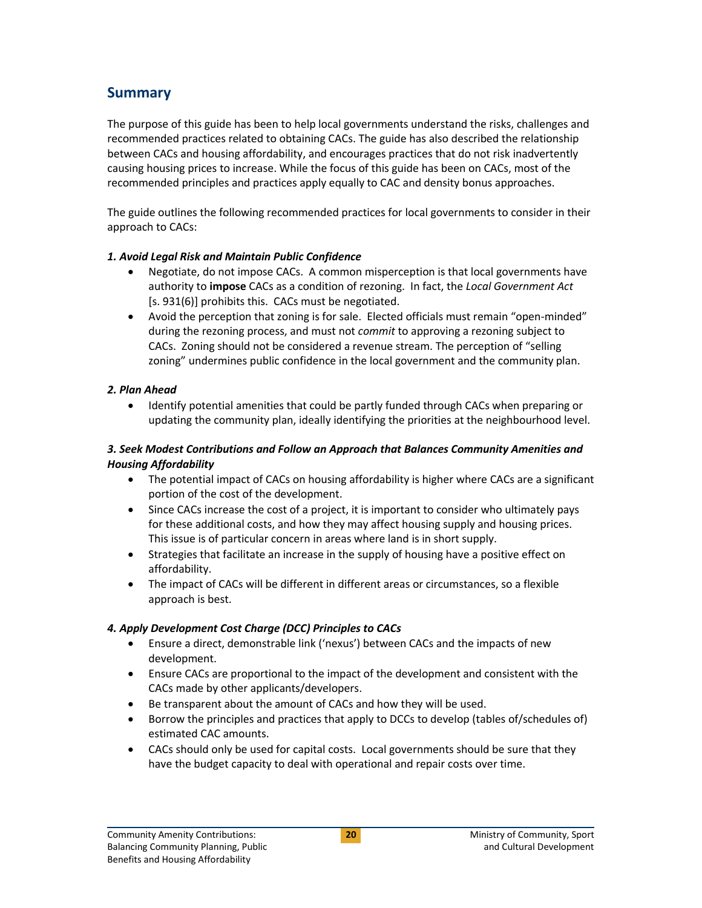## Summary

The purpose of this guide has been to help local governments understand the risks, challenges and recommended practices related to obtaining CACs. The guide has also described the relationship between CACs and housing affordability, and encourages practices that do not risk inadvertently causing housing prices to increase. While the focus of this guide has been on CACs, most of the recommended principles and practices apply equally to CAC and density bonus approaches.

The guide outlines the following recommended practices for local governments to consider in their approach to CACs:

### *1. Avoid Legal Risk and Maintain Public Confidence*

- Negotiate, do not impose CACs. A common misperception is that local governments have authority to **impose** CACs as a condition of rezoning. In fact, the *Local Government Act* [s. 931(6)] prohibits this. CACs must be negotiated.
- Avoid the perception that zoning is for sale. Elected officials must remain "open-minded" during the rezoning process, and must not *commit* to approving a rezoning subject to CACs. Zoning should not be considered a revenue stream. The perception of "selling zoning" undermines public confidence in the local government and the community plan.

### *2. Plan Ahead*

- Identify potential amenities that could be partly funded through CACs when preparing or updating the community plan, ideally identifying the priorities at the neighbourhood level.

### *3. Seek Modest Contributions and Follow an Approach that Balances Community Amenities and Housing Affordability*

- The potential impact of CACs on housing affordability is higher where CACs are a significant portion of the cost of the development.
- Since CACs increase the cost of a project, it is important to consider who ultimately pays for these additional costs, and how they may affect housing supply and housing prices. This issue is of particular concern in areas where land is in short supply.
- Strategies that facilitate an increase in the supply of housing have a positive effect on affordability.
- The impact of CACs will be different in different areas or circumstances, so a flexible approach is best.

### *4. Apply Development Cost Charge (DCC) Principles to CACs*

- Ensure a direct, demonstrable link ('nexus') between CACs and the impacts of new development.
- Ensure CACs are proportional to the impact of the development and consistent with the CACs made by other applicants/developers.
- Be transparent about the amount of CACs and how they will be used.
- Borrow the principles and practices that apply to DCCs to develop (tables of/schedules of) estimated CAC amounts.
- CACs should only be used for capital costs. Local governments should be sure that they have the budget capacity to deal with operational and repair costs over time.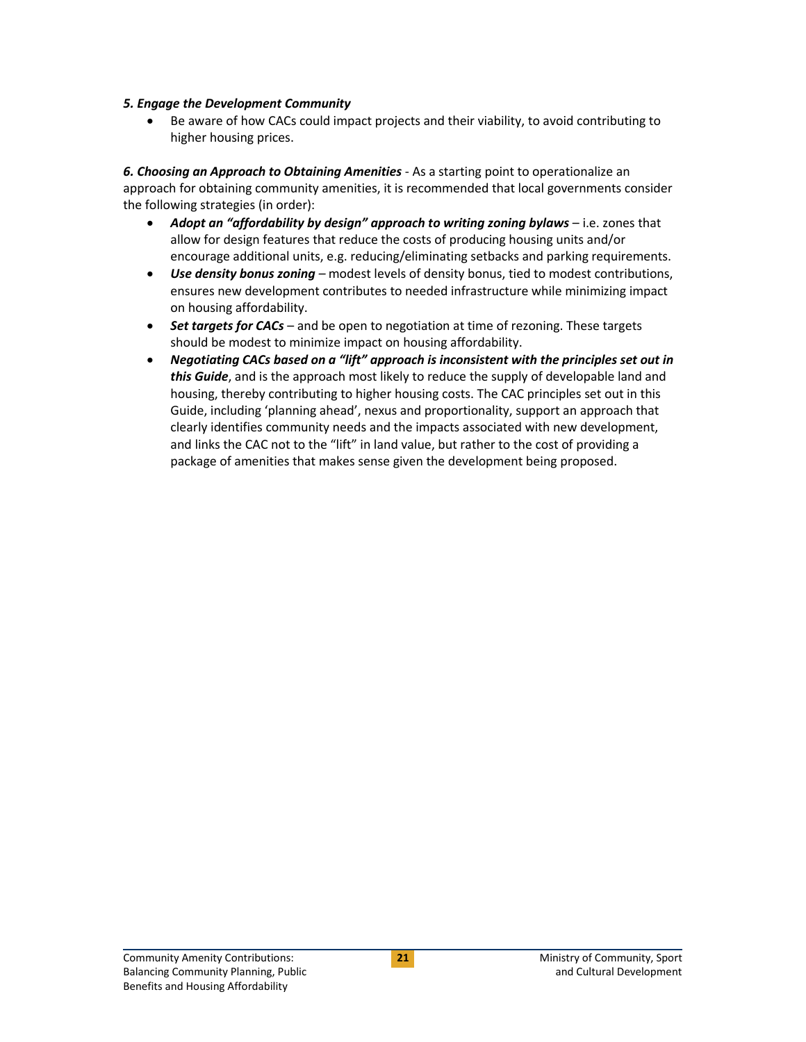***5. Engage the Development Community***

- Be aware of how CACs could impact projects and their viability, to avoid contributing to higher housing prices.

***6. Choosing an Approach to Obtaining Amenities*** - As a starting point to operationalize an approach for obtaining community amenities, it is recommended that local governments consider the following strategies (in order):

- ***Adopt an "affordability by design" approach to writing zoning bylaws*** – i.e. zones that allow for design features that reduce the costs of producing housing units and/or encourage additional units, e.g. reducing/eliminating setbacks and parking requirements.
- ***Use density bonus zoning*** – modest levels of density bonus, tied to modest contributions, ensures new development contributes to needed infrastructure while minimizing impact on housing affordability.
- ***Set targets for CACs*** – and be open to negotiation at time of rezoning. These targets should be modest to minimize impact on housing affordability.
- ***Negotiating CACs based on a "lift" approach is inconsistent with the principles set out in this Guide***, and is the approach most likely to reduce the supply of developable land and housing, thereby contributing to higher housing costs. The CAC principles set out in this Guide, including 'planning ahead', nexus and proportionality, support an approach that clearly identifies community needs and the impacts associated with new development, and links the CAC not to the "lift" in land value, but rather to the cost of providing a package of amenities that makes sense given the development being proposed.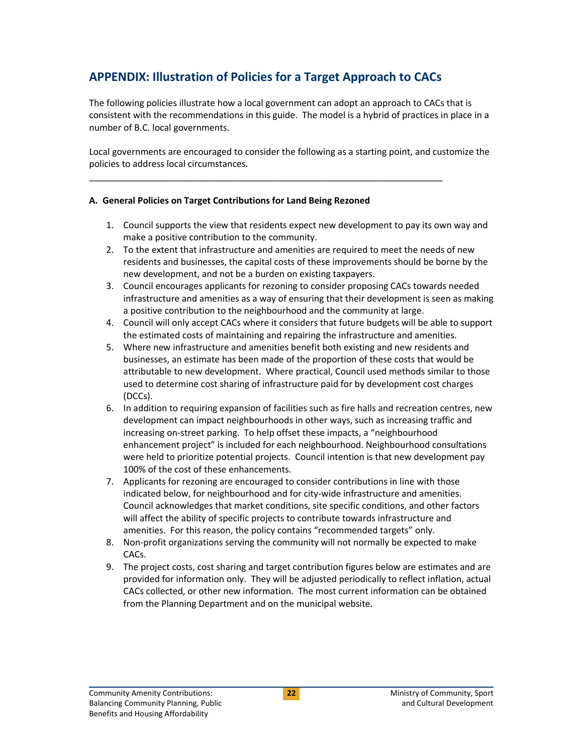## APPENDIX: Illustration of Policies for a Target Approach to CACs

The following policies illustrate how a local government can adopt an approach to CACs that is consistent with the recommendations in this guide. The model is a hybrid of practices in place in a number of B.C. local governments.

Local governments are encouraged to consider the following as a starting point, and customize the policies to address local circumstances.

---

**A. General Policies on Target Contributions for Land Being Rezoned**

1. Council supports the view that residents expect new development to pay its own way and make a positive contribution to the community.
2. To the extent that infrastructure and amenities are required to meet the needs of new residents and businesses, the capital costs of these improvements should be borne by the new development, and not be a burden on existing taxpayers.
3. Council encourages applicants for rezoning to consider proposing CACs towards needed infrastructure and amenities as a way of ensuring that their development is seen as making a positive contribution to the neighbourhood and the community at large.
4. Council will only accept CACs where it considers that future budgets will be able to support the estimated costs of maintaining and repairing the infrastructure and amenities.
5. Where new infrastructure and amenities benefit both existing and new residents and businesses, an estimate has been made of the proportion of these costs that would be attributable to new development. Where practical, Council used methods similar to those used to determine cost sharing of infrastructure paid for by development cost charges (DCCs).
6. In addition to requiring expansion of facilities such as fire halls and recreation centres, new development can impact neighbourhoods in other ways, such as increasing traffic and increasing on-street parking. To help offset these impacts, a "neighbourhood enhancement project" is included for each neighbourhood. Neighbourhood consultations were held to prioritize potential projects. Council intention is that new development pay 100% of the cost of these enhancements.
7. Applicants for rezoning are encouraged to consider contributions in line with those indicated below, for neighbourhood and for city-wide infrastructure and amenities. Council acknowledges that market conditions, site specific conditions, and other factors will affect the ability of specific projects to contribute towards infrastructure and amenities. For this reason, the policy contains "recommended targets" only.
8. Non-profit organizations serving the community will not normally be expected to make CACs.
9. The project costs, cost sharing and target contribution figures below are estimates and are provided for information only. They will be adjusted periodically to reflect inflation, actual CACs collected, or other new information. The most current information can be obtained from the Planning Department and on the municipal website.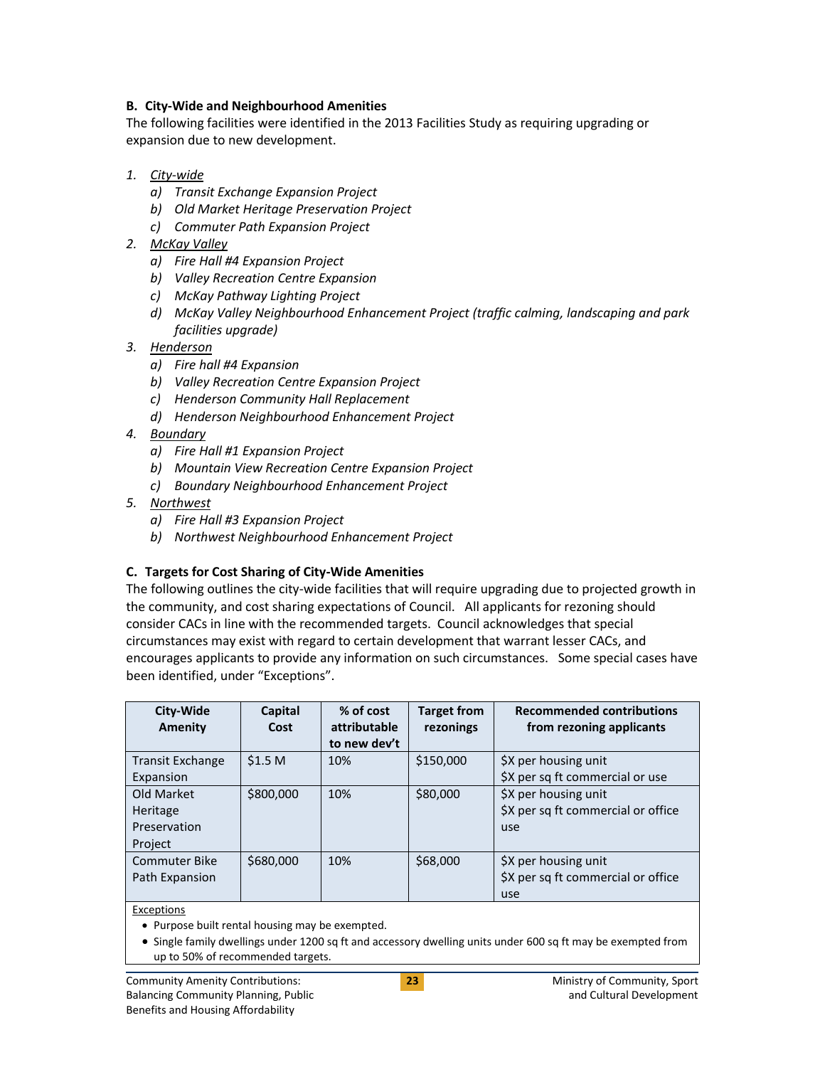**B. City-Wide and Neighbourhood Amenities**

The following facilities were identified in the 2013 Facilities Study as requiring upgrading or expansion due to new development.

1. <u>City-wide</u>
    a) *Transit Exchange Expansion Project*
    b) *Old Market Heritage Preservation Project*
    c) *Commuter Path Expansion Project*
2. <u>McKay Valley</u>
    a) *Fire Hall #4 Expansion Project*
    b) *Valley Recreation Centre Expansion*
    c) *McKay Pathway Lighting Project*
    d) *McKay Valley Neighbourhood Enhancement Project (traffic calming, landscaping and park facilities upgrade)*
3. <u>Henderson</u>
    a) *Fire hall #4 Expansion*
    b) *Valley Recreation Centre Expansion Project*
    c) *Henderson Community Hall Replacement*
    d) *Henderson Neighbourhood Enhancement Project*
4. <u>Boundary</u>
    a) *Fire Hall #1 Expansion Project*
    b) *Mountain View Recreation Centre Expansion Project*
    c) *Boundary Neighbourhood Enhancement Project*
5. <u>Northwest</u>
    a) *Fire Hall #3 Expansion Project*
    b) *Northwest Neighbourhood Enhancement Project*

**C. Targets for Cost Sharing of City-Wide Amenities**

The following outlines the city-wide facilities that will require upgrading due to projected growth in the community, and cost sharing expectations of Council. All applicants for rezoning should consider CACs in line with the recommended targets. Council acknowledges that special circumstances may exist with regard to certain development that warrant lesser CACs, and encourages applicants to provide any information on such circumstances. Some special cases have been identified, under "Exceptions".

| City-Wide Amenity | Capital Cost | % of cost attributable to new dev't | Target from rezonings | Recommended contributions from rezoning applicants |
|---|---|---|---|---|
| Transit Exchange Expansion | $1.5 M | 10% | $150,000 | $X per housing unit<br>$X per sq ft commercial or use |
| Old Market Heritage Preservation Project | $800,000 | 10% | $80,000 | $X per housing unit<br>$X per sq ft commercial or office use |
| Commuter Bike Path Expansion | $680,000 | 10% | $68,000 | $X per housing unit<br>$X per sq ft commercial or office use |

<u>Exceptions</u>

- Purpose built rental housing may be exempted.
- Single family dwellings under 1200 sq ft and accessory dwelling units under 600 sq ft may be exempted from up to 50% of recommended targets.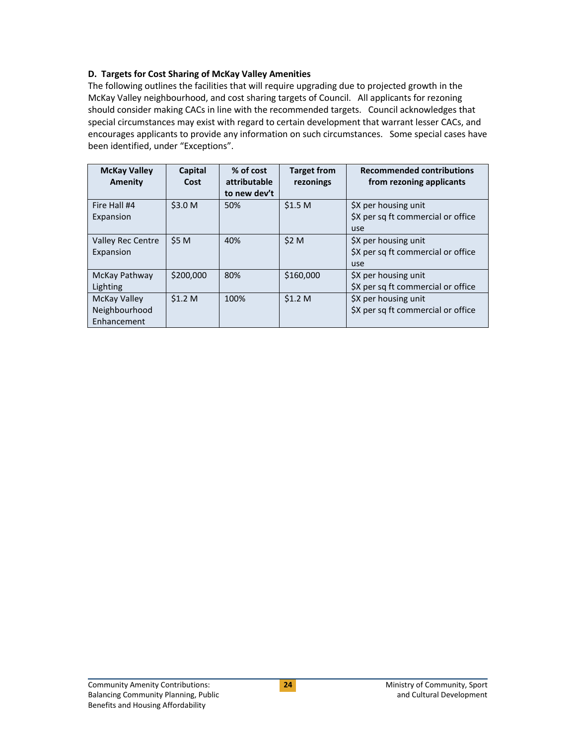**D. Targets for Cost Sharing of McKay Valley Amenities**

The following outlines the facilities that will require upgrading due to projected growth in the McKay Valley neighbourhood, and cost sharing targets of Council. All applicants for rezoning should consider making CACs in line with the recommended targets. Council acknowledges that special circumstances may exist with regard to certain development that warrant lesser CACs, and encourages applicants to provide any information on such circumstances. Some special cases have been identified, under "Exceptions".

| McKay Valley Amenity | Capital Cost | % of cost attributable to new dev't | Target from rezonings | Recommended contributions from rezoning applicants |
|---|---|---|---|---|
| Fire Hall #4 Expansion | $3.0 M | 50% | $1.5 M | $X per housing unit<br>$X per sq ft commercial or office use |
| Valley Rec Centre Expansion | $5 M | 40% | $2 M | $X per housing unit<br>$X per sq ft commercial or office use |
| McKay Pathway Lighting | $200,000 | 80% | $160,000 | $X per housing unit<br>$X per sq ft commercial or office |
| McKay Valley Neighbourhood Enhancement | $1.2 M | 100% | $1.2 M | $X per housing unit<br>$X per sq ft commercial or office |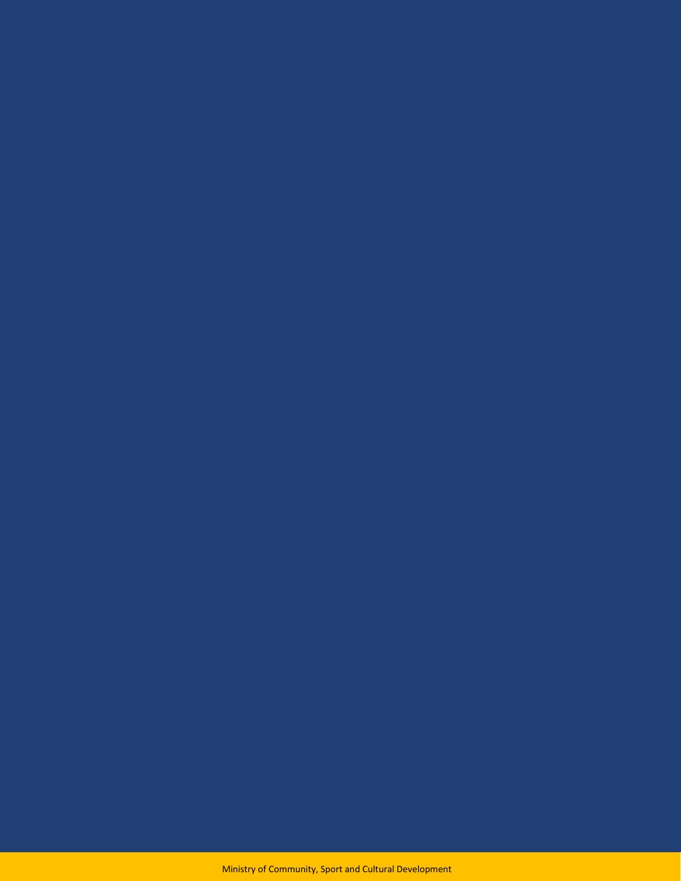Ministry of Community, Sport and Cultural Development